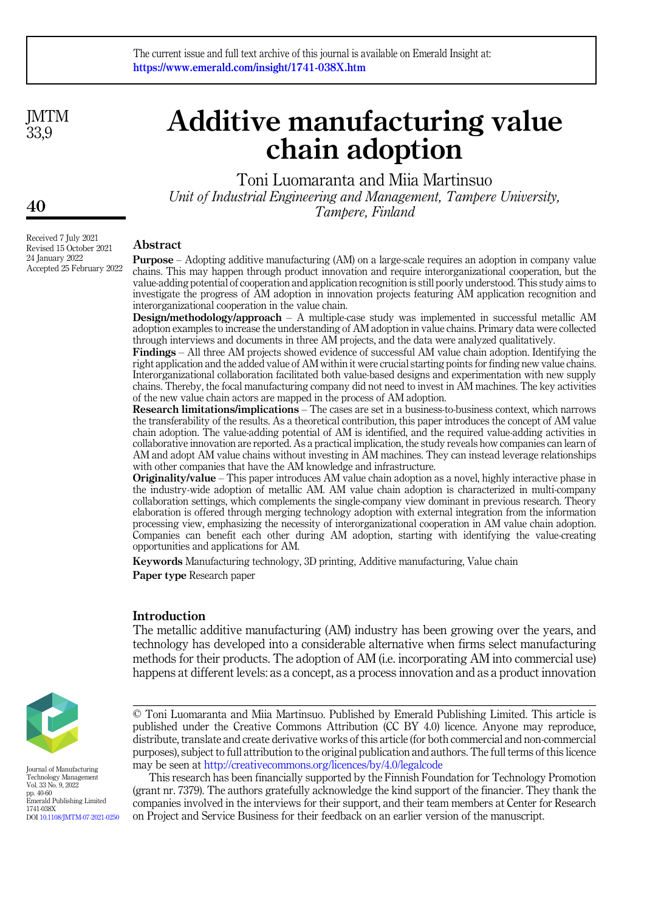The current issue and full text archive of this journal is available on Emerald Insight at: https://www.emerald.com/insight/1741-038X.htm

# Additive manufacturing value chain adoption

Toni Luomaranta and Miia Martinsuo

*Unit of Industrial Engineering and Management, Tampere University, Tampere, Finland*

Received 7 July 2021
Revised 15 October 2021
24 January 2022
Accepted 25 February 2022

## Abstract

**Purpose** – Adopting additive manufacturing (AM) on a large-scale requires an adoption in company value chains. This may happen through product innovation and require interorganizational cooperation, but the value-adding potential of cooperation and application recognition is still poorly understood. This study aims to investigate the progress of AM adoption in innovation projects featuring AM application recognition and interorganizational cooperation in the value chain.

**Design/methodology/approach** – A multiple-case study was implemented in successful metallic AM adoption examples to increase the understanding of AM adoption in value chains. Primary data were collected through interviews and documents in three AM projects, and the data were analyzed qualitatively.

**Findings** – All three AM projects showed evidence of successful AM value chain adoption. Identifying the right application and the added value of AM within it were crucial starting points for finding new value chains. Interorganizational collaboration facilitated both value-based designs and experimentation with new supply chains. Thereby, the focal manufacturing company did not need to invest in AM machines. The key activities of the new value chain actors are mapped in the process of AM adoption.

**Research limitations/implications** – The cases are set in a business-to-business context, which narrows the transferability of the results. As a theoretical contribution, this paper introduces the concept of AM value chain adoption. The value-adding potential of AM is identified, and the required value-adding activities in collaborative innovation are reported. As a practical implication, the study reveals how companies can learn of AM and adopt AM value chains without investing in AM machines. They can instead leverage relationships with other companies that have the AM knowledge and infrastructure.

**Originality/value** – This paper introduces AM value chain adoption as a novel, highly interactive phase in the industry-wide adoption of metallic AM. AM value chain adoption is characterized in multi-company collaboration settings, which complements the single-company view dominant in previous research. Theory elaboration is offered through merging technology adoption with external integration from the information processing view, emphasizing the necessity of interorganizational cooperation in AM value chain adoption. Companies can benefit each other during AM adoption, starting with identifying the value-creating opportunities and applications for AM.

**Keywords** Manufacturing technology, 3D printing, Additive manufacturing, Value chain

**Paper type** Research paper

## Introduction

The metallic additive manufacturing (AM) industry has been growing over the years, and technology has developed into a considerable alternative when firms select manufacturing methods for their products. The adoption of AM (i.e. incorporating AM into commercial use) happens at different levels: as a concept, as a process innovation and as a product innovation

© Toni Luomaranta and Miia Martinsuo. Published by Emerald Publishing Limited. This article is published under the Creative Commons Attribution (CC BY 4.0) licence. Anyone may reproduce, distribute, translate and create derivative works of this article (for both commercial and non-commercial purposes), subject to full attribution to the original publication and authors. The full terms of this licence may be seen at http://creativecommons.org/licences/by/4.0/legalcode

This research has been financially supported by the Finnish Foundation for Technology Promotion (grant nr. 7379). The authors gratefully acknowledge the kind support of the financier. They thank the companies involved in the interviews for their support, and their team members at Center for Research on Project and Service Business for their feedback on an earlier version of the manuscript.

Journal of Manufacturing Technology Management
Vol. 33 No. 9, 2022
pp. 40-60
Emerald Publishing Limited
1741-038X
DOI 10.1108/JMTM-07-2021-0250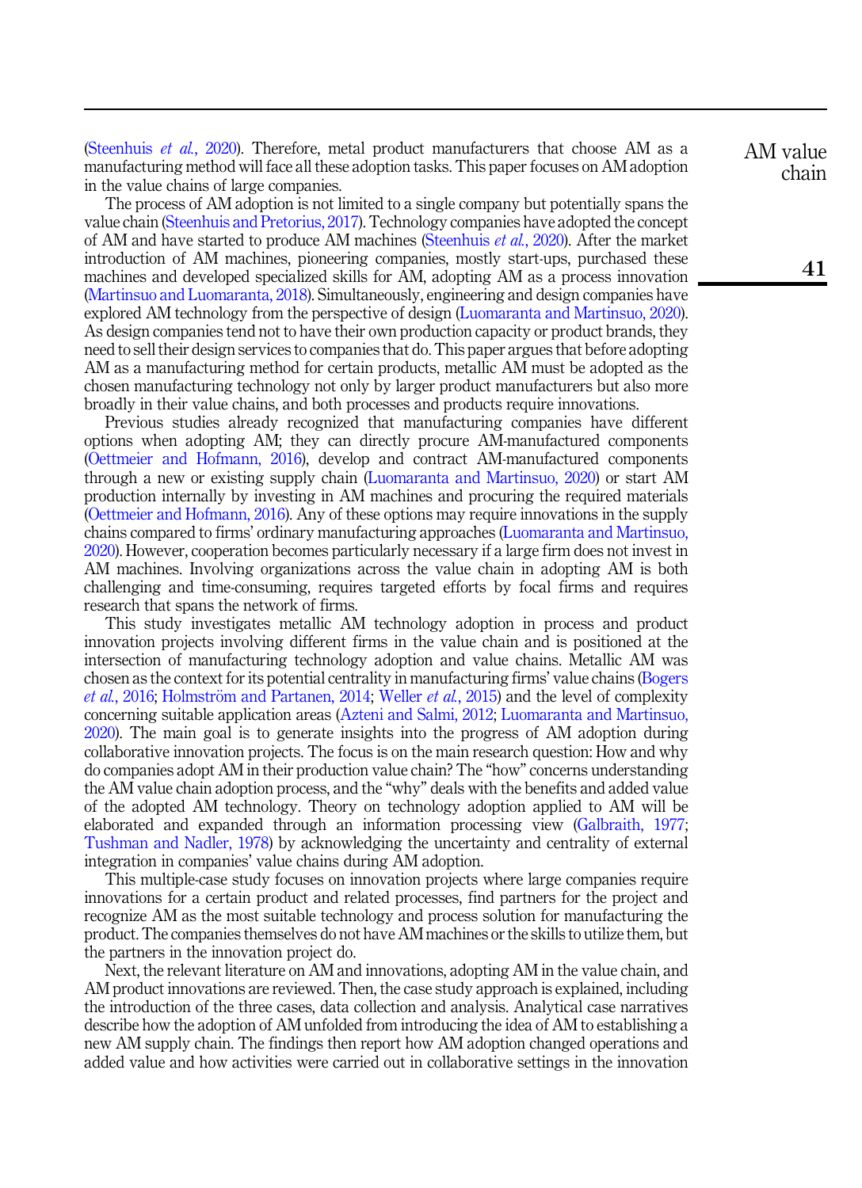(Steenhuis *et al.*, 2020). Therefore, metal product manufacturers that choose AM as a manufacturing method will face all these adoption tasks. This paper focuses on AM adoption in the value chains of large companies.

The process of AM adoption is not limited to a single company but potentially spans the value chain (Steenhuis and Pretorius, 2017). Technology companies have adopted the concept of AM and have started to produce AM machines (Steenhuis *et al.*, 2020). After the market introduction of AM machines, pioneering companies, mostly start-ups, purchased these machines and developed specialized skills for AM, adopting AM as a process innovation (Martinsuo and Luomaranta, 2018). Simultaneously, engineering and design companies have explored AM technology from the perspective of design (Luomaranta and Martinsuo, 2020). As design companies tend not to have their own production capacity or product brands, they need to sell their design services to companies that do. This paper argues that before adopting AM as a manufacturing method for certain products, metallic AM must be adopted as the chosen manufacturing technology not only by larger product manufacturers but also more broadly in their value chains, and both processes and products require innovations.

Previous studies already recognized that manufacturing companies have different options when adopting AM; they can directly procure AM-manufactured components (Oettmeier and Hofmann, 2016), develop and contract AM-manufactured components through a new or existing supply chain (Luomaranta and Martinsuo, 2020) or start AM production internally by investing in AM machines and procuring the required materials (Oettmeier and Hofmann, 2016). Any of these options may require innovations in the supply chains compared to firms' ordinary manufacturing approaches (Luomaranta and Martinsuo, 2020). However, cooperation becomes particularly necessary if a large firm does not invest in AM machines. Involving organizations across the value chain in adopting AM is both challenging and time-consuming, requires targeted efforts by focal firms and requires research that spans the network of firms.

This study investigates metallic AM technology adoption in process and product innovation projects involving different firms in the value chain and is positioned at the intersection of manufacturing technology adoption and value chains. Metallic AM was chosen as the context for its potential centrality in manufacturing firms' value chains (Bogers *et al.*, 2016; Holmström and Partanen, 2014; Weller *et al.*, 2015) and the level of complexity concerning suitable application areas (Azteni and Salmi, 2012; Luomaranta and Martinsuo, 2020). The main goal is to generate insights into the progress of AM adoption during collaborative innovation projects. The focus is on the main research question: How and why do companies adopt AM in their production value chain? The "how" concerns understanding the AM value chain adoption process, and the "why" deals with the benefits and added value of the adopted AM technology. Theory on technology adoption applied to AM will be elaborated and expanded through an information processing view (Galbraith, 1977; Tushman and Nadler, 1978) by acknowledging the uncertainty and centrality of external integration in companies' value chains during AM adoption.

This multiple-case study focuses on innovation projects where large companies require innovations for a certain product and related processes, find partners for the project and recognize AM as the most suitable technology and process solution for manufacturing the product. The companies themselves do not have AM machines or the skills to utilize them, but the partners in the innovation project do.

Next, the relevant literature on AM and innovations, adopting AM in the value chain, and AM product innovations are reviewed. Then, the case study approach is explained, including the introduction of the three cases, data collection and analysis. Analytical case narratives describe how the adoption of AM unfolded from introducing the idea of AM to establishing a new AM supply chain. The findings then report how AM adoption changed operations and added value and how activities were carried out in collaborative settings in the innovation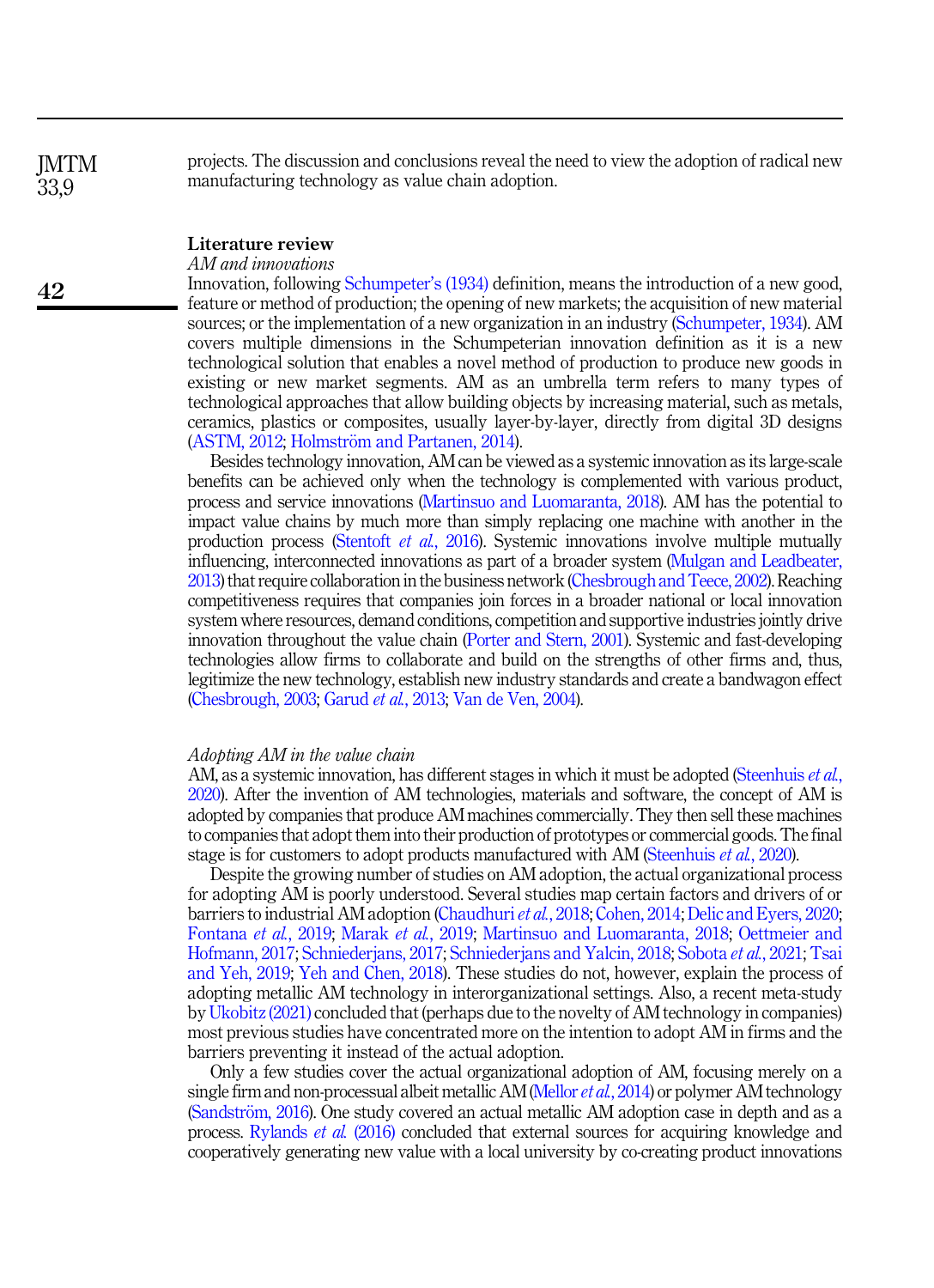projects. The discussion and conclusions reveal the need to view the adoption of radical new manufacturing technology as value chain adoption.

## Literature review

### *AM and innovations*

Innovation, following Schumpeter's (1934) definition, means the introduction of a new good, feature or method of production; the opening of new markets; the acquisition of new material sources; or the implementation of a new organization in an industry (Schumpeter, 1934). AM covers multiple dimensions in the Schumpeterian innovation definition as it is a new technological solution that enables a novel method of production to produce new goods in existing or new market segments. AM as an umbrella term refers to many types of technological approaches that allow building objects by increasing material, such as metals, ceramics, plastics or composites, usually layer-by-layer, directly from digital 3D designs (ASTM, 2012; Holmström and Partanen, 2014).

Besides technology innovation, AM can be viewed as a systemic innovation as its large-scale benefits can be achieved only when the technology is complemented with various product, process and service innovations (Martinsuo and Luomaranta, 2018). AM has the potential to impact value chains by much more than simply replacing one machine with another in the production process (Stentoft *et al.*, 2016). Systemic innovations involve multiple mutually influencing, interconnected innovations as part of a broader system (Mulgan and Leadbeater, 2013) that require collaboration in the business network (Chesbrough and Teece, 2002). Reaching competitiveness requires that companies join forces in a broader national or local innovation system where resources, demand conditions, competition and supportive industries jointly drive innovation throughout the value chain (Porter and Stern, 2001). Systemic and fast-developing technologies allow firms to collaborate and build on the strengths of other firms and, thus, legitimize the new technology, establish new industry standards and create a bandwagon effect (Chesbrough, 2003; Garud *et al.*, 2013; Van de Ven, 2004).

### *Adopting AM in the value chain*

AM, as a systemic innovation, has different stages in which it must be adopted (Steenhuis *et al.*, 2020). After the invention of AM technologies, materials and software, the concept of AM is adopted by companies that produce AM machines commercially. They then sell these machines to companies that adopt them into their production of prototypes or commercial goods. The final stage is for customers to adopt products manufactured with AM (Steenhuis *et al.*, 2020).

Despite the growing number of studies on AM adoption, the actual organizational process for adopting AM is poorly understood. Several studies map certain factors and drivers of or barriers to industrial AM adoption (Chaudhuri *et al.*, 2018; Cohen, 2014; Delic and Eyers, 2020; Fontana *et al.*, 2019; Marak *et al.*, 2019; Martinsuo and Luomaranta, 2018; Oettmeier and Hofmann, 2017; Schniederjans, 2017; Schniederjans and Yalcin, 2018; Sobota *et al.*, 2021; Tsai and Yeh, 2019; Yeh and Chen, 2018). These studies do not, however, explain the process of adopting metallic AM technology in interorganizational settings. Also, a recent meta-study by Ukobitz (2021) concluded that (perhaps due to the novelty of AM technology in companies) most previous studies have concentrated more on the intention to adopt AM in firms and the barriers preventing it instead of the actual adoption.

Only a few studies cover the actual organizational adoption of AM, focusing merely on a single firm and non-processual albeit metallic AM (Mellor *et al.*, 2014) or polymer AM technology (Sandström, 2016). One study covered an actual metallic AM adoption case in depth and as a process. Rylands *et al.* (2016) concluded that external sources for acquiring knowledge and cooperatively generating new value with a local university by co-creating product innovations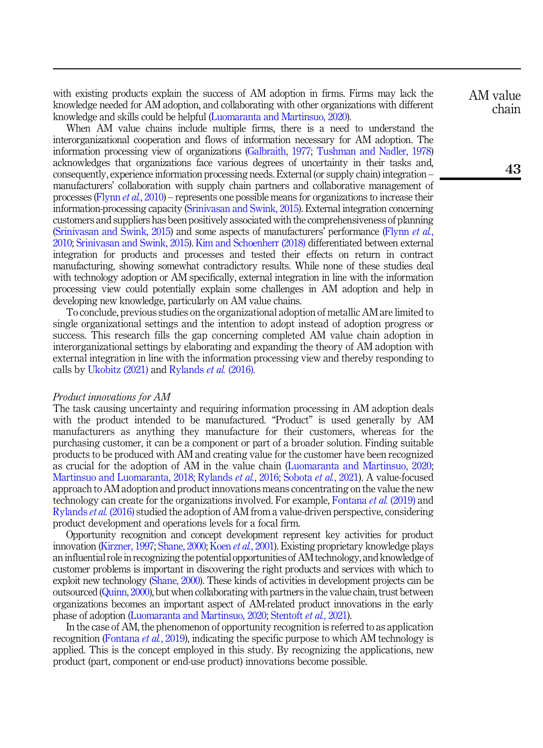with existing products explain the success of AM adoption in firms. Firms may lack the knowledge needed for AM adoption, and collaborating with other organizations with different knowledge and skills could be helpful (Luomaranta and Martinsuo, 2020).

When AM value chains include multiple firms, there is a need to understand the interorganizational cooperation and flows of information necessary for AM adoption. The information processing view of organizations (Galbraith, 1977; Tushman and Nadler, 1978) acknowledges that organizations face various degrees of uncertainty in their tasks and, consequently, experience information processing needs. External (or supply chain) integration – manufacturers' collaboration with supply chain partners and collaborative management of processes (Flynn *et al.*, 2010) – represents one possible means for organizations to increase their information-processing capacity (Srinivasan and Swink, 2015). External integration concerning customers and suppliers has been positively associated with the comprehensiveness of planning (Srinivasan and Swink, 2015) and some aspects of manufacturers' performance (Flynn *et al.*, 2010; Srinivasan and Swink, 2015). Kim and Schoenherr (2018) differentiated between external integration for products and processes and tested their effects on return in contract manufacturing, showing somewhat contradictory results. While none of these studies deal with technology adoption or AM specifically, external integration in line with the information processing view could potentially explain some challenges in AM adoption and help in developing new knowledge, particularly on AM value chains.

To conclude, previous studies on the organizational adoption of metallic AM are limited to single organizational settings and the intention to adopt instead of adoption progress or success. This research fills the gap concerning completed AM value chain adoption in interorganizational settings by elaborating and expanding the theory of AM adoption with external integration in line with the information processing view and thereby responding to calls by Ukobitz (2021) and Rylands *et al.* (2016).

### *Product innovations for AM*

The task causing uncertainty and requiring information processing in AM adoption deals with the product intended to be manufactured. "Product" is used generally by AM manufacturers as anything they manufacture for their customers, whereas for the purchasing customer, it can be a component or part of a broader solution. Finding suitable products to be produced with AM and creating value for the customer have been recognized as crucial for the adoption of AM in the value chain (Luomaranta and Martinsuo, 2020; Martinsuo and Luomaranta, 2018; Rylands *et al.*, 2016; Sobota *et al.*, 2021). A value-focused approach to AM adoption and product innovations means concentrating on the value the new technology can create for the organizations involved. For example, Fontana *et al.* (2019) and Rylands *et al.* (2016) studied the adoption of AM from a value-driven perspective, considering product development and operations levels for a focal firm.

Opportunity recognition and concept development represent key activities for product innovation (Kirzner, 1997; Shane, 2000; Koen *et al.*, 2001). Existing proprietary knowledge plays an influential role in recognizing the potential opportunities of AM technology, and knowledge of customer problems is important in discovering the right products and services with which to exploit new technology (Shane, 2000). These kinds of activities in development projects can be outsourced (Quinn, 2000), but when collaborating with partners in the value chain, trust between organizations becomes an important aspect of AM-related product innovations in the early phase of adoption (Luomaranta and Martinsuo, 2020; Stentoft *et al.*, 2021).

In the case of AM, the phenomenon of opportunity recognition is referred to as application recognition (Fontana *et al.*, 2019), indicating the specific purpose to which AM technology is applied. This is the concept employed in this study. By recognizing the applications, new product (part, component or end-use product) innovations become possible.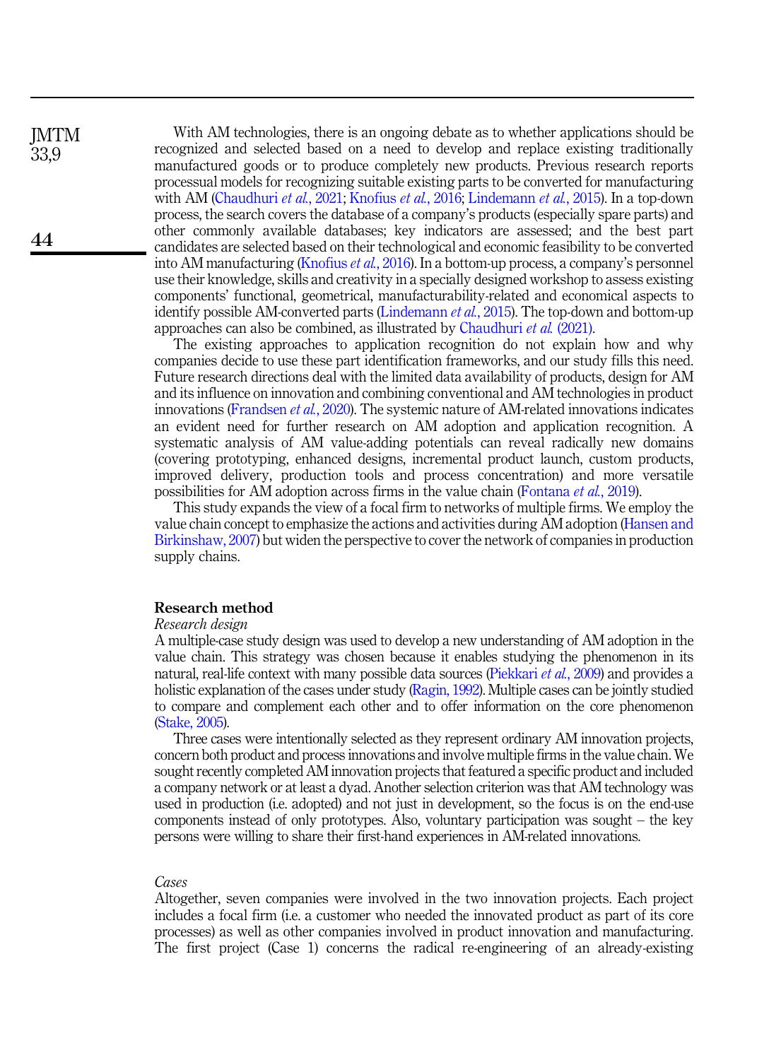With AM technologies, there is an ongoing debate as to whether applications should be recognized and selected based on a need to develop and replace existing traditionally manufactured goods or to produce completely new products. Previous research reports processual models for recognizing suitable existing parts to be converted for manufacturing with AM (Chaudhuri *et al.*, 2021; Knofius *et al.*, 2016; Lindemann *et al.*, 2015). In a top-down process, the search covers the database of a company's products (especially spare parts) and other commonly available databases; key indicators are assessed; and the best part candidates are selected based on their technological and economic feasibility to be converted into AM manufacturing (Knofius *et al.*, 2016). In a bottom-up process, a company's personnel use their knowledge, skills and creativity in a specially designed workshop to assess existing components' functional, geometrical, manufacturability-related and economical aspects to identify possible AM-converted parts (Lindemann *et al.*, 2015). The top-down and bottom-up approaches can also be combined, as illustrated by Chaudhuri *et al.* (2021).

The existing approaches to application recognition do not explain how and why companies decide to use these part identification frameworks, and our study fills this need. Future research directions deal with the limited data availability of products, design for AM and its influence on innovation and combining conventional and AM technologies in product innovations (Frandsen *et al.*, 2020). The systemic nature of AM-related innovations indicates an evident need for further research on AM adoption and application recognition. A systematic analysis of AM value-adding potentials can reveal radically new domains (covering prototyping, enhanced designs, incremental product launch, custom products, improved delivery, production tools and process concentration) and more versatile possibilities for AM adoption across firms in the value chain (Fontana *et al.*, 2019).

This study expands the view of a focal firm to networks of multiple firms. We employ the value chain concept to emphasize the actions and activities during AM adoption (Hansen and Birkinshaw, 2007) but widen the perspective to cover the network of companies in production supply chains.

## Research method

### *Research design*

A multiple-case study design was used to develop a new understanding of AM adoption in the value chain. This strategy was chosen because it enables studying the phenomenon in its natural, real-life context with many possible data sources (Piekkari *et al.*, 2009) and provides a holistic explanation of the cases under study (Ragin, 1992). Multiple cases can be jointly studied to compare and complement each other and to offer information on the core phenomenon (Stake, 2005).

Three cases were intentionally selected as they represent ordinary AM innovation projects, concern both product and process innovations and involve multiple firms in the value chain. We sought recently completed AM innovation projects that featured a specific product and included a company network or at least a dyad. Another selection criterion was that AM technology was used in production (i.e. adopted) and not just in development, so the focus is on the end-use components instead of only prototypes. Also, voluntary participation was sought – the key persons were willing to share their first-hand experiences in AM-related innovations.

### *Cases*

Altogether, seven companies were involved in the two innovation projects. Each project includes a focal firm (i.e. a customer who needed the innovated product as part of its core processes) as well as other companies involved in product innovation and manufacturing. The first project (Case 1) concerns the radical re-engineering of an already-existing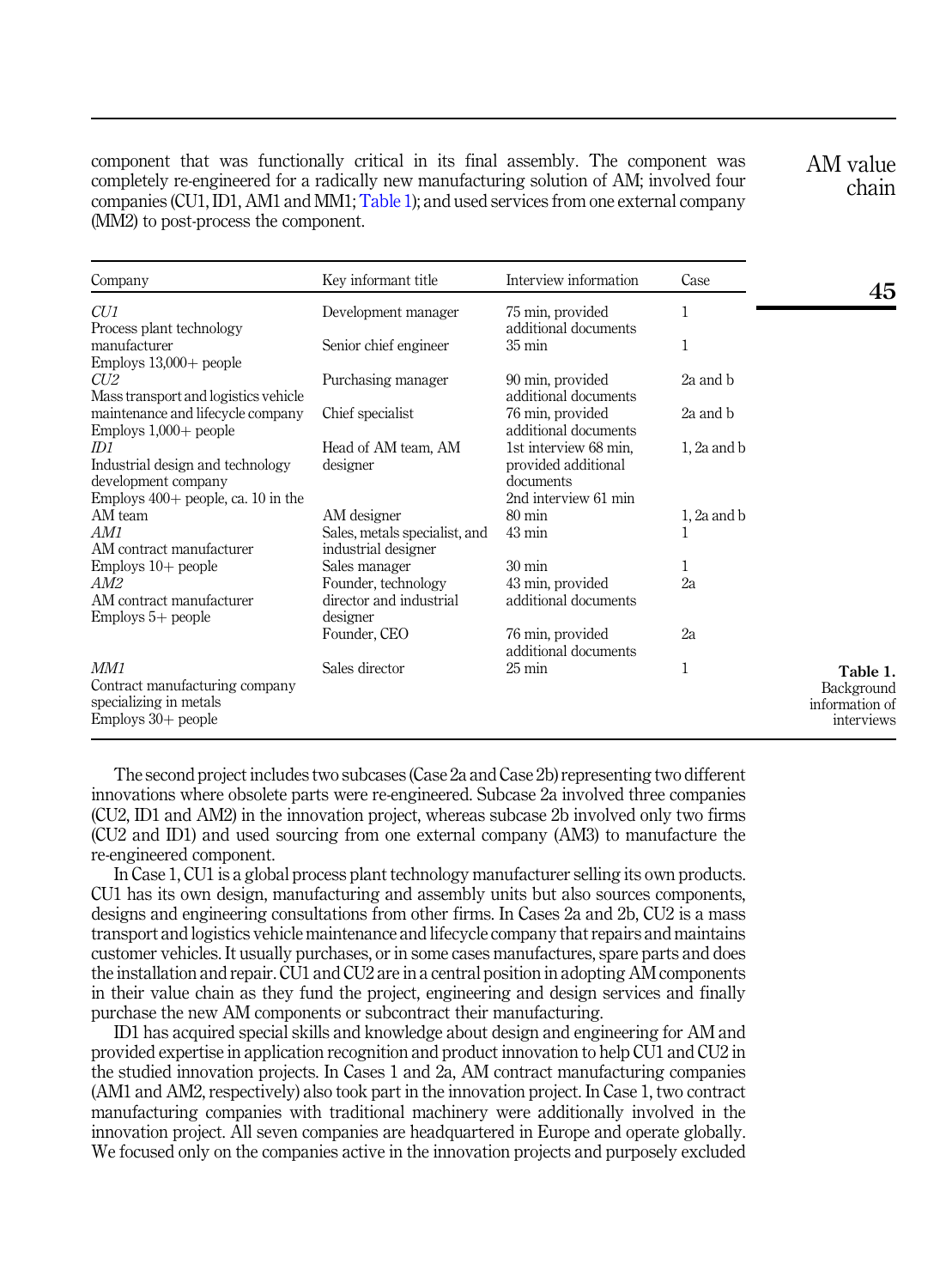component that was functionally critical in its final assembly. The component was completely re-engineered for a radically new manufacturing solution of AM; involved four companies (CU1, ID1, AM1 and MM1; Table 1); and used services from one external company (MM2) to post-process the component.

| Company | Key informant title | Interview information | Case |
|---|---|---|---|
| *CU1* Process plant technology manufacturer Employs 13,000+ people | Development manager | 75 min, provided additional documents | 1 |
| | Senior chief engineer | 35 min | 1 |
| *CU2* Mass transport and logistics vehicle maintenance and lifecycle company Employs 1,000+ people | Purchasing manager | 90 min, provided additional documents | 2a and b |
| | Chief specialist | 76 min, provided additional documents | 2a and b |
| *ID1* Industrial design and technology development company Employs 400+ people, ca. 10 in the AM team | Head of AM team, AM designer | 1st interview 68 min, provided additional documents 2nd interview 61 min | 1, 2a and b |
| | AM designer | 80 min | 1, 2a and b |
| *AM1* AM contract manufacturer Employs 10+ people | Sales, metals specialist, and industrial designer | 43 min | 1 |
| | Sales manager | 30 min | 1 |
| *AM2* AM contract manufacturer Employs 5+ people | Founder, technology director and industrial designer | 43 min, provided additional documents | 2a |
| | Founder, CEO | 76 min, provided additional documents | 2a |
| *MM1* Contract manufacturing company specializing in metals Employs 30+ people | Sales director | 25 min | 1 |

**Table 1.** Background information of interviews

The second project includes two subcases (Case 2a and Case 2b) representing two different innovations where obsolete parts were re-engineered. Subcase 2a involved three companies (CU2, ID1 and AM2) in the innovation project, whereas subcase 2b involved only two firms (CU2 and ID1) and used sourcing from one external company (AM3) to manufacture the re-engineered component.

In Case 1, CU1 is a global process plant technology manufacturer selling its own products. CU1 has its own design, manufacturing and assembly units but also sources components, designs and engineering consultations from other firms. In Cases 2a and 2b, CU2 is a mass transport and logistics vehicle maintenance and lifecycle company that repairs and maintains customer vehicles. It usually purchases, or in some cases manufactures, spare parts and does the installation and repair. CU1 and CU2 are in a central position in adopting AM components in their value chain as they fund the project, engineering and design services and finally purchase the new AM components or subcontract their manufacturing.

ID1 has acquired special skills and knowledge about design and engineering for AM and provided expertise in application recognition and product innovation to help CU1 and CU2 in the studied innovation projects. In Cases 1 and 2a, AM contract manufacturing companies (AM1 and AM2, respectively) also took part in the innovation project. In Case 1, two contract manufacturing companies with traditional machinery were additionally involved in the innovation project. All seven companies are headquartered in Europe and operate globally. We focused only on the companies active in the innovation projects and purposely excluded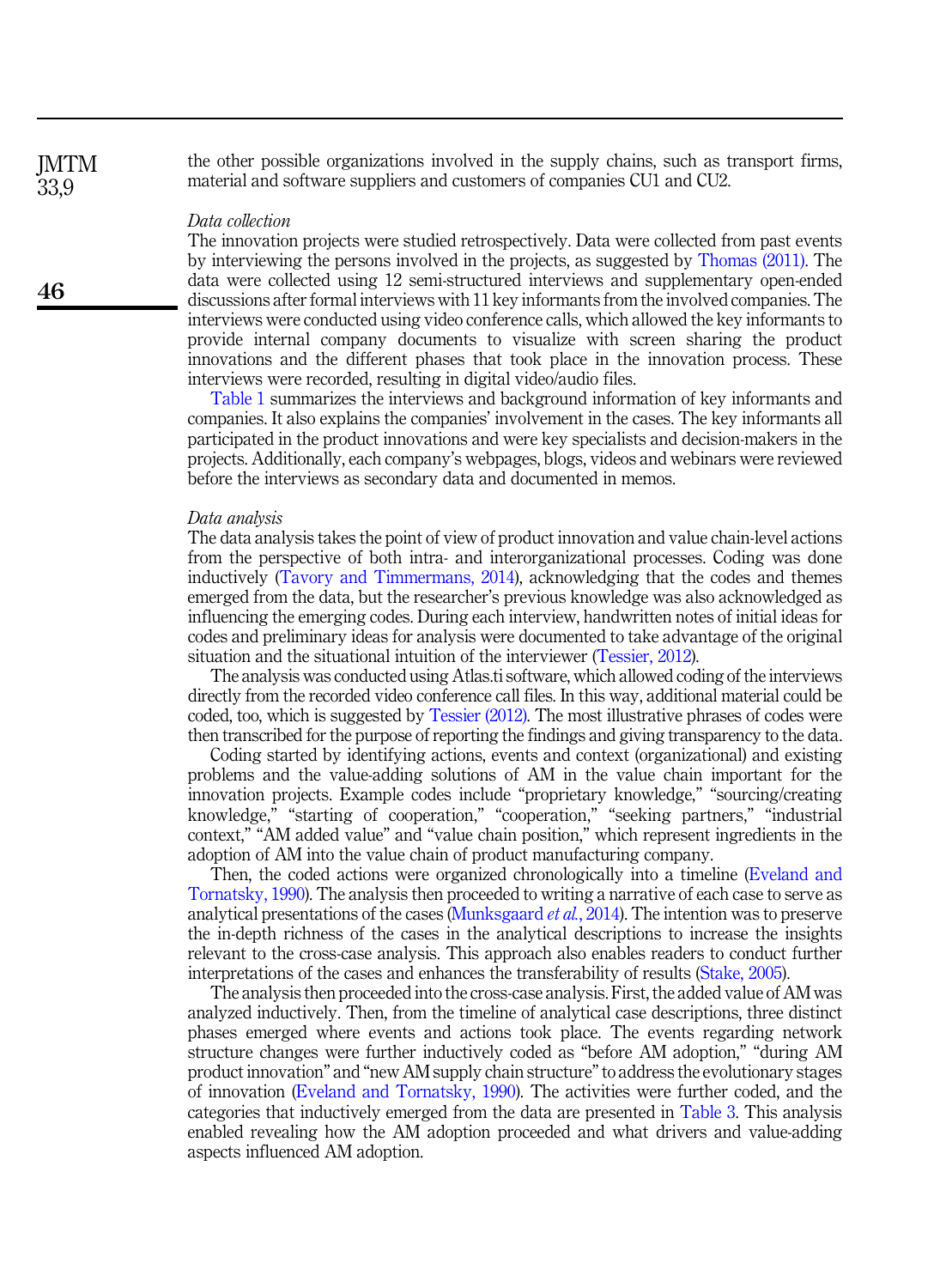the other possible organizations involved in the supply chains, such as transport firms, material and software suppliers and customers of companies CU1 and CU2.

### *Data collection*

The innovation projects were studied retrospectively. Data were collected from past events by interviewing the persons involved in the projects, as suggested by Thomas (2011). The data were collected using 12 semi-structured interviews and supplementary open-ended discussions after formal interviews with 11 key informants from the involved companies. The interviews were conducted using video conference calls, which allowed the key informants to provide internal company documents to visualize with screen sharing the product innovations and the different phases that took place in the innovation process. These interviews were recorded, resulting in digital video/audio files.

Table 1 summarizes the interviews and background information of key informants and companies. It also explains the companies' involvement in the cases. The key informants all participated in the product innovations and were key specialists and decision-makers in the projects. Additionally, each company's webpages, blogs, videos and webinars were reviewed before the interviews as secondary data and documented in memos.

### *Data analysis*

The data analysis takes the point of view of product innovation and value chain-level actions from the perspective of both intra- and interorganizational processes. Coding was done inductively (Tavory and Timmermans, 2014), acknowledging that the codes and themes emerged from the data, but the researcher's previous knowledge was also acknowledged as influencing the emerging codes. During each interview, handwritten notes of initial ideas for codes and preliminary ideas for analysis were documented to take advantage of the original situation and the situational intuition of the interviewer (Tessier, 2012).

The analysis was conducted using Atlas.ti software, which allowed coding of the interviews directly from the recorded video conference call files. In this way, additional material could be coded, too, which is suggested by Tessier (2012). The most illustrative phrases of codes were then transcribed for the purpose of reporting the findings and giving transparency to the data.

Coding started by identifying actions, events and context (organizational) and existing problems and the value-adding solutions of AM in the value chain important for the innovation projects. Example codes include "proprietary knowledge," "sourcing/creating knowledge," "starting of cooperation," "cooperation," "seeking partners," "industrial context," "AM added value" and "value chain position," which represent ingredients in the adoption of AM into the value chain of product manufacturing company.

Then, the coded actions were organized chronologically into a timeline (Eveland and Tornatsky, 1990). The analysis then proceeded to writing a narrative of each case to serve as analytical presentations of the cases (Munksgaard *et al.*, 2014). The intention was to preserve the in-depth richness of the cases in the analytical descriptions to increase the insights relevant to the cross-case analysis. This approach also enables readers to conduct further interpretations of the cases and enhances the transferability of results (Stake, 2005).

The analysis then proceeded into the cross-case analysis. First, the added value of AM was analyzed inductively. Then, from the timeline of analytical case descriptions, three distinct phases emerged where events and actions took place. The events regarding network structure changes were further inductively coded as "before AM adoption," "during AM product innovation" and "new AM supply chain structure" to address the evolutionary stages of innovation (Eveland and Tornatsky, 1990). The activities were further coded, and the categories that inductively emerged from the data are presented in Table 3. This analysis enabled revealing how the AM adoption proceeded and what drivers and value-adding aspects influenced AM adoption.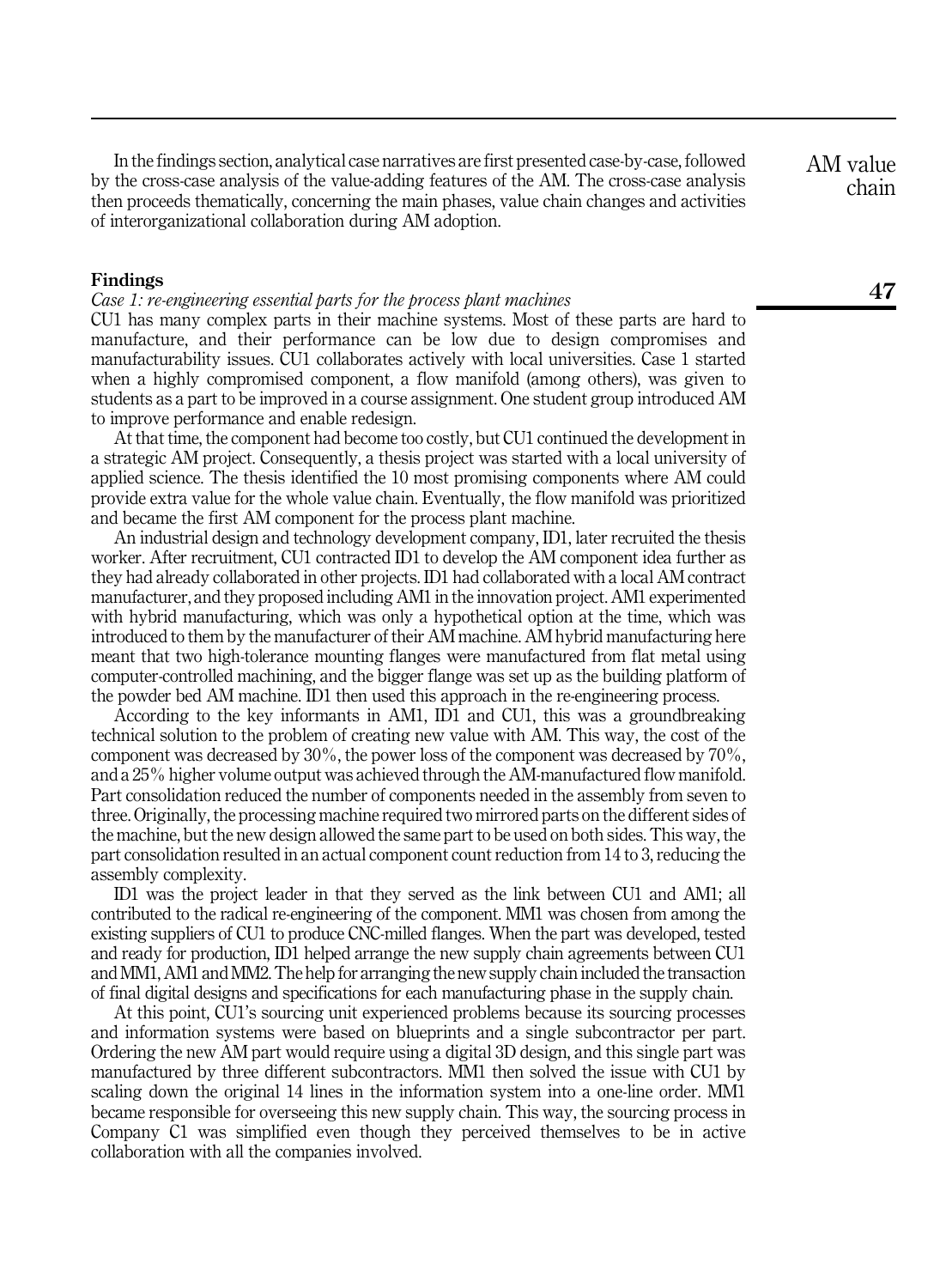In the findings section, analytical case narratives are first presented case-by-case, followed by the cross-case analysis of the value-adding features of the AM. The cross-case analysis then proceeds thematically, concerning the main phases, value chain changes and activities of interorganizational collaboration during AM adoption.

## Findings

### *Case 1: re-engineering essential parts for the process plant machines*

CU1 has many complex parts in their machine systems. Most of these parts are hard to manufacture, and their performance can be low due to design compromises and manufacturability issues. CU1 collaborates actively with local universities. Case 1 started when a highly compromised component, a flow manifold (among others), was given to students as a part to be improved in a course assignment. One student group introduced AM to improve performance and enable redesign.

At that time, the component had become too costly, but CU1 continued the development in a strategic AM project. Consequently, a thesis project was started with a local university of applied science. The thesis identified the 10 most promising components where AM could provide extra value for the whole value chain. Eventually, the flow manifold was prioritized and became the first AM component for the process plant machine.

An industrial design and technology development company, ID1, later recruited the thesis worker. After recruitment, CU1 contracted ID1 to develop the AM component idea further as they had already collaborated in other projects. ID1 had collaborated with a local AM contract manufacturer, and they proposed including AM1 in the innovation project. AM1 experimented with hybrid manufacturing, which was only a hypothetical option at the time, which was introduced to them by the manufacturer of their AM machine. AM hybrid manufacturing here meant that two high-tolerance mounting flanges were manufactured from flat metal using computer-controlled machining, and the bigger flange was set up as the building platform of the powder bed AM machine. ID1 then used this approach in the re-engineering process.

According to the key informants in AM1, ID1 and CU1, this was a groundbreaking technical solution to the problem of creating new value with AM. This way, the cost of the component was decreased by 30%, the power loss of the component was decreased by 70%, and a 25% higher volume output was achieved through the AM-manufactured flow manifold. Part consolidation reduced the number of components needed in the assembly from seven to three. Originally, the processing machine required two mirrored parts on the different sides of the machine, but the new design allowed the same part to be used on both sides. This way, the part consolidation resulted in an actual component count reduction from 14 to 3, reducing the assembly complexity.

ID1 was the project leader in that they served as the link between CU1 and AM1; all contributed to the radical re-engineering of the component. MM1 was chosen from among the existing suppliers of CU1 to produce CNC-milled flanges. When the part was developed, tested and ready for production, ID1 helped arrange the new supply chain agreements between CU1 and MM1, AM1 and MM2. The help for arranging the new supply chain included the transaction of final digital designs and specifications for each manufacturing phase in the supply chain.

At this point, CU1's sourcing unit experienced problems because its sourcing processes and information systems were based on blueprints and a single subcontractor per part. Ordering the new AM part would require using a digital 3D design, and this single part was manufactured by three different subcontractors. MM1 then solved the issue with CU1 by scaling down the original 14 lines in the information system into a one-line order. MM1 became responsible for overseeing this new supply chain. This way, the sourcing process in Company C1 was simplified even though they perceived themselves to be in active collaboration with all the companies involved.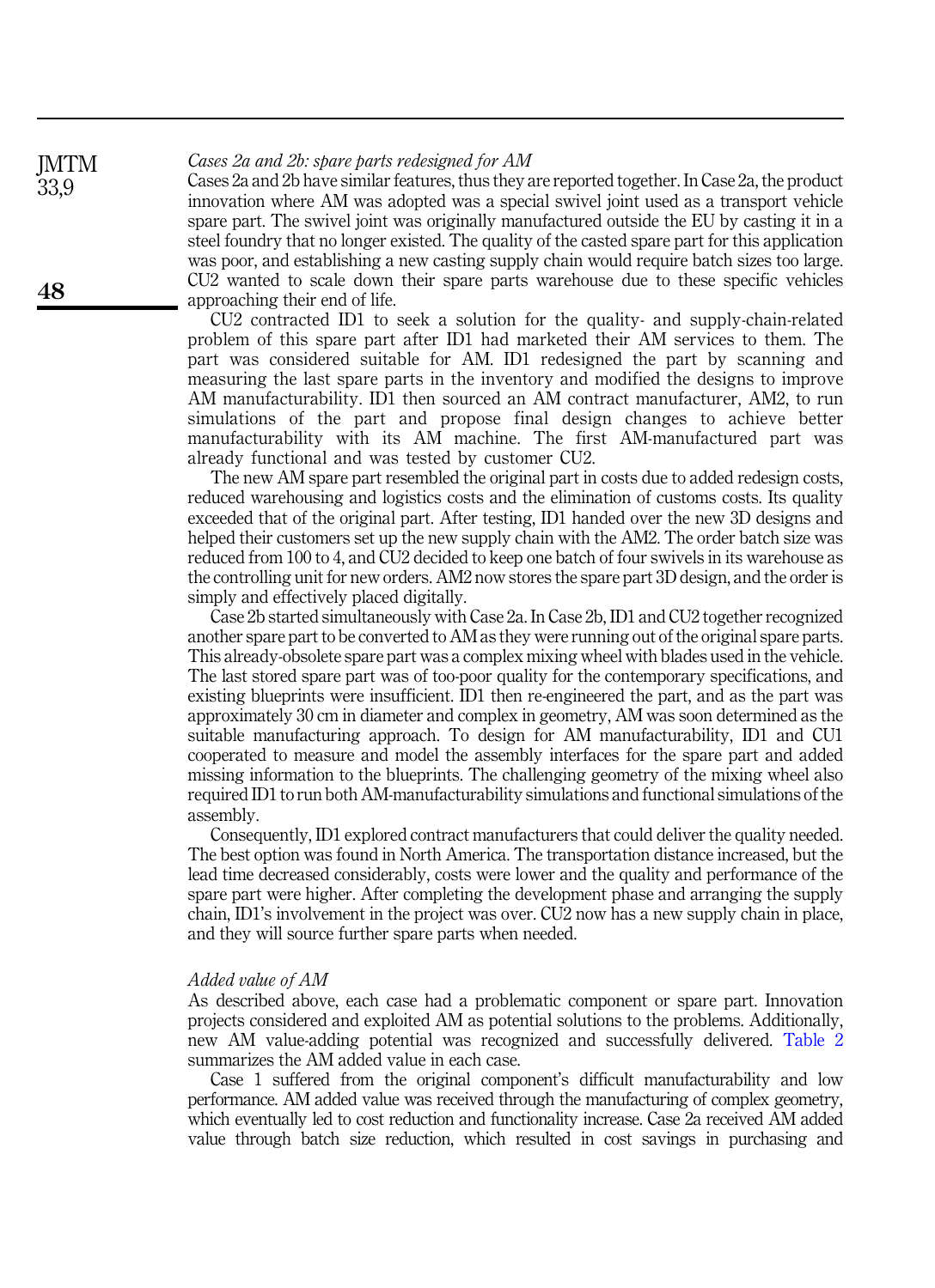*Cases 2a and 2b: spare parts redesigned for AM*

Cases 2a and 2b have similar features, thus they are reported together. In Case 2a, the product innovation where AM was adopted was a special swivel joint used as a transport vehicle spare part. The swivel joint was originally manufactured outside the EU by casting it in a steel foundry that no longer existed. The quality of the casted spare part for this application was poor, and establishing a new casting supply chain would require batch sizes too large. CU2 wanted to scale down their spare parts warehouse due to these specific vehicles approaching their end of life.

CU2 contracted ID1 to seek a solution for the quality- and supply-chain-related problem of this spare part after ID1 had marketed their AM services to them. The part was considered suitable for AM. ID1 redesigned the part by scanning and measuring the last spare parts in the inventory and modified the designs to improve AM manufacturability. ID1 then sourced an AM contract manufacturer, AM2, to run simulations of the part and propose final design changes to achieve better manufacturability with its AM machine. The first AM-manufactured part was already functional and was tested by customer CU2.

The new AM spare part resembled the original part in costs due to added redesign costs, reduced warehousing and logistics costs and the elimination of customs costs. Its quality exceeded that of the original part. After testing, ID1 handed over the new 3D designs and helped their customers set up the new supply chain with the AM2. The order batch size was reduced from 100 to 4, and CU2 decided to keep one batch of four swivels in its warehouse as the controlling unit for new orders. AM2 now stores the spare part 3D design, and the order is simply and effectively placed digitally.

Case 2b started simultaneously with Case 2a. In Case 2b, ID1 and CU2 together recognized another spare part to be converted to AM as they were running out of the original spare parts. This already-obsolete spare part was a complex mixing wheel with blades used in the vehicle. The last stored spare part was of too-poor quality for the contemporary specifications, and existing blueprints were insufficient. ID1 then re-engineered the part, and as the part was approximately 30 cm in diameter and complex in geometry, AM was soon determined as the suitable manufacturing approach. To design for AM manufacturability, ID1 and CU1 cooperated to measure and model the assembly interfaces for the spare part and added missing information to the blueprints. The challenging geometry of the mixing wheel also required ID1 to run both AM-manufacturability simulations and functional simulations of the assembly.

Consequently, ID1 explored contract manufacturers that could deliver the quality needed. The best option was found in North America. The transportation distance increased, but the lead time decreased considerably, costs were lower and the quality and performance of the spare part were higher. After completing the development phase and arranging the supply chain, ID1's involvement in the project was over. CU2 now has a new supply chain in place, and they will source further spare parts when needed.

*Added value of AM*

As described above, each case had a problematic component or spare part. Innovation projects considered and exploited AM as potential solutions to the problems. Additionally, new AM value-adding potential was recognized and successfully delivered. Table 2 summarizes the AM added value in each case.

Case 1 suffered from the original component's difficult manufacturability and low performance. AM added value was received through the manufacturing of complex geometry, which eventually led to cost reduction and functionality increase. Case 2a received AM added value through batch size reduction, which resulted in cost savings in purchasing and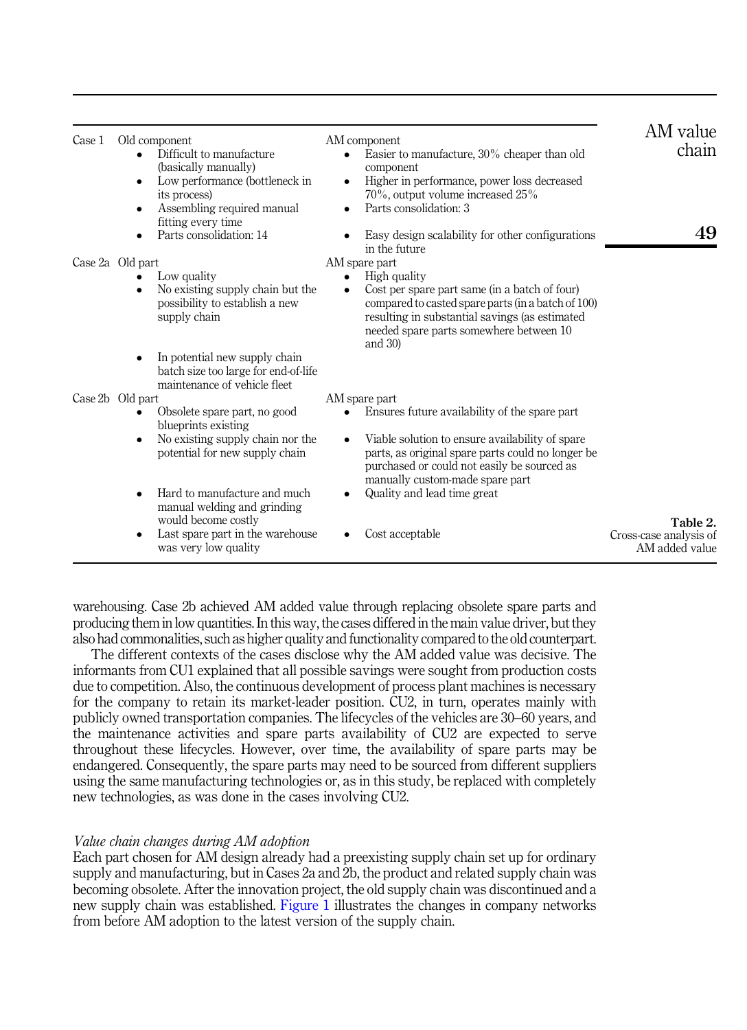| Case | Old component/part | AM component/spare part |
|---|---|---|
| Case 1 | Old component<br>• Difficult to manufacture (basically manually)<br>• Low performance (bottleneck in its process)<br>• Assembling required manual fitting every time<br>• Parts consolidation: 14 | AM component<br>• Easier to manufacture, 30% cheaper than old component<br>• Higher in performance, power loss decreased 70%, output volume increased 25%<br>• Parts consolidation: 3<br>• Easy design scalability for other configurations in the future |
| Case 2a | Old part<br>• Low quality<br>• No existing supply chain but the possibility to establish a new supply chain<br>• In potential new supply chain batch size too large for end-of-life maintenance of vehicle fleet | AM spare part<br>• High quality<br>• Cost per spare part same (in a batch of four) compared to casted spare parts (in a batch of 100) resulting in substantial savings (as estimated needed spare parts somewhere between 10 and 30) |
| Case 2b | Old part<br>• Obsolete spare part, no good blueprints existing<br>• No existing supply chain nor the potential for new supply chain<br>• Hard to manufacture and much manual welding and grinding would become costly<br>• Last spare part in the warehouse was very low quality | AM spare part<br>• Ensures future availability of the spare part<br>• Viable solution to ensure availability of spare parts, as original spare parts could no longer be purchased or could not easily be sourced as manually custom-made spare part<br>• Quality and lead time great<br>• Cost acceptable |

**Table 2.** Cross-case analysis of AM added value

warehousing. Case 2b achieved AM added value through replacing obsolete spare parts and producing them in low quantities. In this way, the cases differed in the main value driver, but they also had commonalities, such as higher quality and functionality compared to the old counterpart.

The different contexts of the cases disclose why the AM added value was decisive. The informants from CU1 explained that all possible savings were sought from production costs due to competition. Also, the continuous development of process plant machines is necessary for the company to retain its market-leader position. CU2, in turn, operates mainly with publicly owned transportation companies. The lifecycles of the vehicles are 30–60 years, and the maintenance activities and spare parts availability of CU2 are expected to serve throughout these lifecycles. However, over time, the availability of spare parts may be endangered. Consequently, the spare parts may need to be sourced from different suppliers using the same manufacturing technologies or, as in this study, be replaced with completely new technologies, as was done in the cases involving CU2.

### *Value chain changes during AM adoption*

Each part chosen for AM design already had a preexisting supply chain set up for ordinary supply and manufacturing, but in Cases 2a and 2b, the product and related supply chain was becoming obsolete. After the innovation project, the old supply chain was discontinued and a new supply chain was established. Figure 1 illustrates the changes in company networks from before AM adoption to the latest version of the supply chain.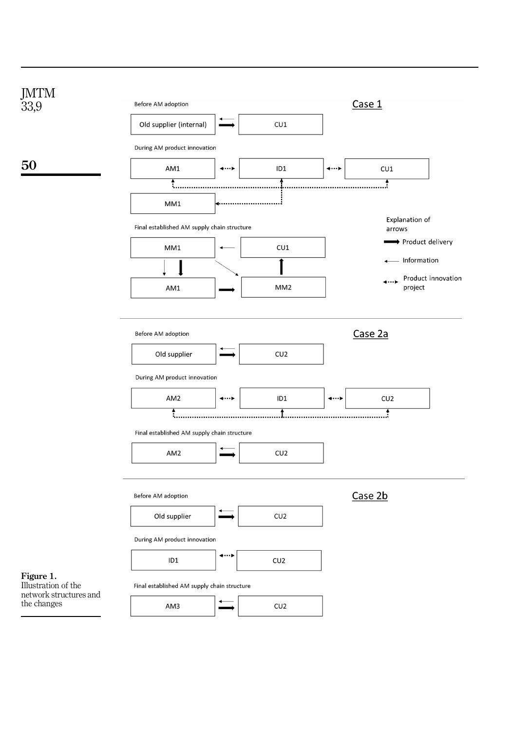Case 1

Before AM adoption

Old supplier (internal) — CU1

During AM product innovation

AM1 — ID1 — CU1

MM1

Final established AM supply chain structure

MM1 — CU1

AM1 — MM2

Explanation of arrows

Product delivery

Information

Product innovation project

Case 2a

Before AM adoption

Old supplier — CU2

During AM product innovation

AM2 — ID1 — CU2

Final established AM supply chain structure

AM2 — CU2

Case 2b

Before AM adoption

Old supplier — CU2

During AM product innovation

ID1 — CU2

Final established AM supply chain structure

AM3 — CU2

**Figure 1.** Illustration of the network structures and the changes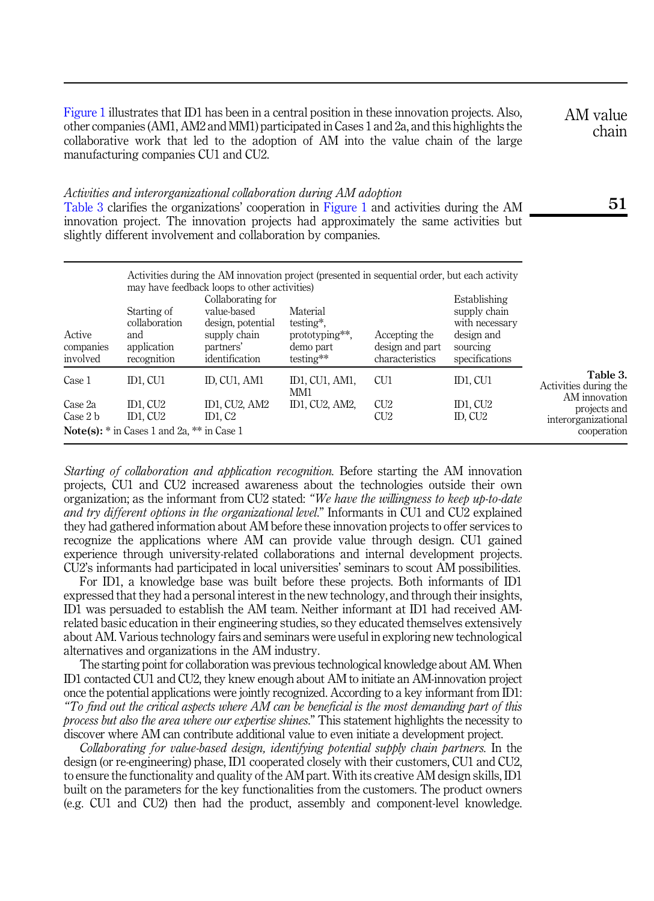Figure 1 illustrates that ID1 has been in a central position in these innovation projects. Also, other companies (AM1, AM2 and MM1) participated in Cases 1 and 2a, and this highlights the collaborative work that led to the adoption of AM into the value chain of the large manufacturing companies CU1 and CU2.

### *Activities and interorganizational collaboration during AM adoption*

Table 3 clarifies the organizations' cooperation in Figure 1 and activities during the AM innovation project. The innovation projects had approximately the same activities but slightly different involvement and collaboration by companies.

| Active companies involved | Activities during the AM innovation project (presented in sequential order, but each activity may have feedback loops to other activities) | | | | |
|---|---|---|---|---|---|
| | Starting of collaboration and application recognition | Collaborating for value-based design, potential supply chain partners' identification | Material testing*, prototyping**, demo part testing** | Accepting the design and part characteristics | Establishing supply chain with necessary design and sourcing specifications |
| Case 1 | ID1, CU1 | ID, CU1, AM1 | ID1, CU1, AM1, MM1 | CU1 | ID1, CU1 |
| Case 2a | ID1, CU2 | ID1, CU2, AM2 | ID1, CU2, AM2, | CU2 | ID1, CU2 |
| Case 2 b | ID1, CU2 | ID1, C2 | | CU2 | ID, CU2 |

**Note(s):** * in Cases 1 and 2a, ** in Case 1

**Table 3.** Activities during the AM innovation projects and interorganizational cooperation

*Starting of collaboration and application recognition.* Before starting the AM innovation projects, CU1 and CU2 increased awareness about the technologies outside their own organization; as the informant from CU2 stated: *"We have the willingness to keep up-to-date and try different options in the organizational level."* Informants in CU1 and CU2 explained they had gathered information about AM before these innovation projects to offer services to recognize the applications where AM can provide value through design. CU1 gained experience through university-related collaborations and internal development projects. CU2's informants had participated in local universities' seminars to scout AM possibilities.

For ID1, a knowledge base was built before these projects. Both informants of ID1 expressed that they had a personal interest in the new technology, and through their insights, ID1 was persuaded to establish the AM team. Neither informant at ID1 had received AM-related basic education in their engineering studies, so they educated themselves extensively about AM. Various technology fairs and seminars were useful in exploring new technological alternatives and organizations in the AM industry.

The starting point for collaboration was previous technological knowledge about AM. When ID1 contacted CU1 and CU2, they knew enough about AM to initiate an AM-innovation project once the potential applications were jointly recognized. According to a key informant from ID1: *"To find out the critical aspects where AM can be beneficial is the most demanding part of this process but also the area where our expertise shines."* This statement highlights the necessity to discover where AM can contribute additional value to even initiate a development project.

*Collaborating for value-based design, identifying potential supply chain partners.* In the design (or re-engineering) phase, ID1 cooperated closely with their customers, CU1 and CU2, to ensure the functionality and quality of the AM part. With its creative AM design skills, ID1 built on the parameters for the key functionalities from the customers. The product owners (e.g. CU1 and CU2) then had the product, assembly and component-level knowledge.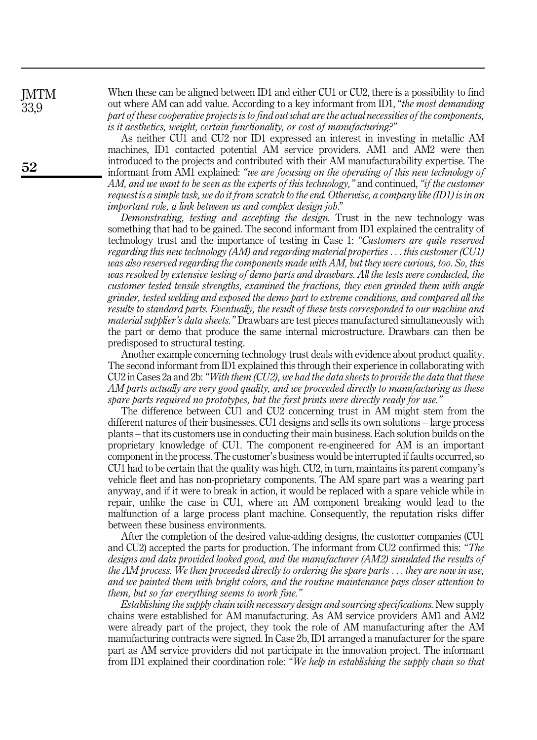When these can be aligned between ID1 and either CU1 or CU2, there is a possibility to find out where AM can add value. According to a key informant from ID1, "*the most demanding part of these cooperative projects is to find out what are the actual necessities of the components, is it aesthetics, weight, certain functionality, or cost of manufacturing?*"

As neither CU1 and CU2 nor ID1 expressed an interest in investing in metallic AM machines, ID1 contacted potential AM service providers. AM1 and AM2 were then introduced to the projects and contributed with their AM manufacturability expertise. The informant from AM1 explained: "*we are focusing on the operating of this new technology of AM, and we want to be seen as the experts of this technology,*" and continued, "*if the customer request is a simple task, we do it from scratch to the end. Otherwise, a company like (ID1) is in an important role, a link between us and complex design job*."

*Demonstrating, testing and accepting the design.* Trust in the new technology was something that had to be gained. The second informant from ID1 explained the centrality of technology trust and the importance of testing in Case 1: "*Customers are quite reserved regarding this new technology (AM) and regarding material properties . . . this customer (CU1) was also reserved regarding the components made with AM, but they were curious, too. So, this was resolved by extensive testing of demo parts and drawbars. All the tests were conducted, the customer tested tensile strengths, examined the fractions, they even grinded them with angle grinder, tested welding and exposed the demo part to extreme conditions, and compared all the results to standard parts. Eventually, the result of these tests corresponded to our machine and material supplier's data sheets.*" Drawbars are test pieces manufactured simultaneously with the part or demo that produce the same internal microstructure. Drawbars can then be predisposed to structural testing.

Another example concerning technology trust deals with evidence about product quality. The second informant from ID1 explained this through their experience in collaborating with CU2 in Cases 2a and 2b: "*With them (CU2), we had the data sheets to provide the data that these AM parts actually are very good quality, and we proceeded directly to manufacturing as these spare parts required no prototypes, but the first prints were directly ready for use.*"

The difference between CU1 and CU2 concerning trust in AM might stem from the different natures of their businesses. CU1 designs and sells its own solutions – large process plants – that its customers use in conducting their main business. Each solution builds on the proprietary knowledge of CU1. The component re-engineered for AM is an important component in the process. The customer's business would be interrupted if faults occurred, so CU1 had to be certain that the quality was high. CU2, in turn, maintains its parent company's vehicle fleet and has non-proprietary components. The AM spare part was a wearing part anyway, and if it were to break in action, it would be replaced with a spare vehicle while in repair, unlike the case in CU1, where an AM component breaking would lead to the malfunction of a large process plant machine. Consequently, the reputation risks differ between these business environments.

After the completion of the desired value-adding designs, the customer companies (CU1 and CU2) accepted the parts for production. The informant from CU2 confirmed this: "*The designs and data provided looked good, and the manufacturer (AM2) simulated the results of the AM process. We then proceeded directly to ordering the spare parts . . . they are now in use, and we painted them with bright colors, and the routine maintenance pays closer attention to them, but so far everything seems to work fine.*"

*Establishing the supply chain with necessary design and sourcing specifications.* New supply chains were established for AM manufacturing. As AM service providers AM1 and AM2 were already part of the project, they took the role of AM manufacturing after the AM manufacturing contracts were signed. In Case 2b, ID1 arranged a manufacturer for the spare part as AM service providers did not participate in the innovation project. The informant from ID1 explained their coordination role: "*We help in establishing the supply chain so that*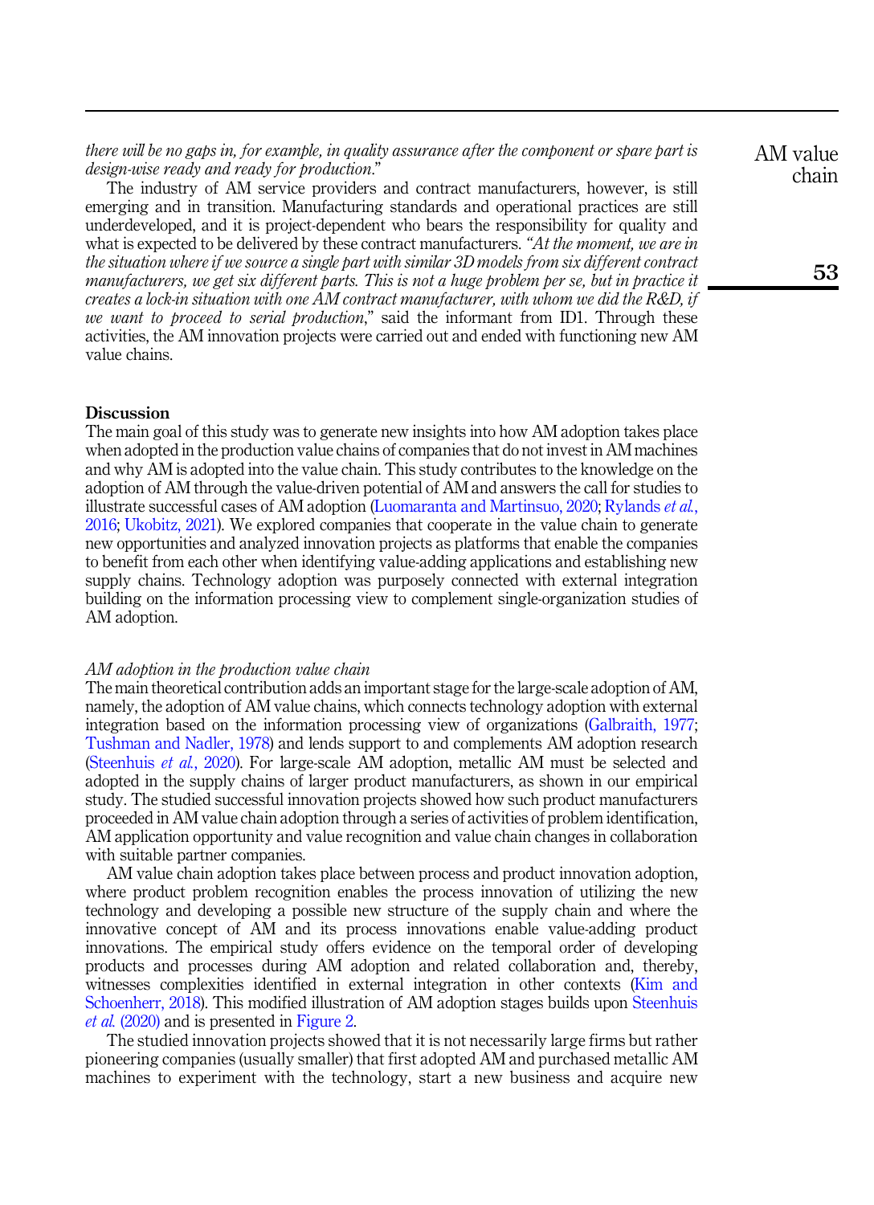*there will be no gaps in, for example, in quality assurance after the component or spare part is design-wise ready and ready for production*."

The industry of AM service providers and contract manufacturers, however, is still emerging and in transition. Manufacturing standards and operational practices are still underdeveloped, and it is project-dependent who bears the responsibility for quality and what is expected to be delivered by these contract manufacturers. "*At the moment, we are in the situation where if we source a single part with similar 3D models from six different contract manufacturers, we get six different parts. This is not a huge problem per se, but in practice it creates a lock-in situation with one AM contract manufacturer, with whom we did the R&D, if we want to proceed to serial production*," said the informant from ID1. Through these activities, the AM innovation projects were carried out and ended with functioning new AM value chains.

## Discussion

The main goal of this study was to generate new insights into how AM adoption takes place when adopted in the production value chains of companies that do not invest in AM machines and why AM is adopted into the value chain. This study contributes to the knowledge on the adoption of AM through the value-driven potential of AM and answers the call for studies to illustrate successful cases of AM adoption (Luomaranta and Martinsuo, 2020; Rylands *et al.*, 2016; Ukobitz, 2021). We explored companies that cooperate in the value chain to generate new opportunities and analyzed innovation projects as platforms that enable the companies to benefit from each other when identifying value-adding applications and establishing new supply chains. Technology adoption was purposely connected with external integration building on the information processing view to complement single-organization studies of AM adoption.

### *AM adoption in the production value chain*

The main theoretical contribution adds an important stage for the large-scale adoption of AM, namely, the adoption of AM value chains, which connects technology adoption with external integration based on the information processing view of organizations (Galbraith, 1977; Tushman and Nadler, 1978) and lends support to and complements AM adoption research (Steenhuis *et al.*, 2020). For large-scale AM adoption, metallic AM must be selected and adopted in the supply chains of larger product manufacturers, as shown in our empirical study. The studied successful innovation projects showed how such product manufacturers proceeded in AM value chain adoption through a series of activities of problem identification, AM application opportunity and value recognition and value chain changes in collaboration with suitable partner companies.

AM value chain adoption takes place between process and product innovation adoption, where product problem recognition enables the process innovation of utilizing the new technology and developing a possible new structure of the supply chain and where the innovative concept of AM and its process innovations enable value-adding product innovations. The empirical study offers evidence on the temporal order of developing products and processes during AM adoption and related collaboration and, thereby, witnesses complexities identified in external integration in other contexts (Kim and Schoenherr, 2018). This modified illustration of AM adoption stages builds upon Steenhuis *et al.* (2020) and is presented in Figure 2.

The studied innovation projects showed that it is not necessarily large firms but rather pioneering companies (usually smaller) that first adopted AM and purchased metallic AM machines to experiment with the technology, start a new business and acquire new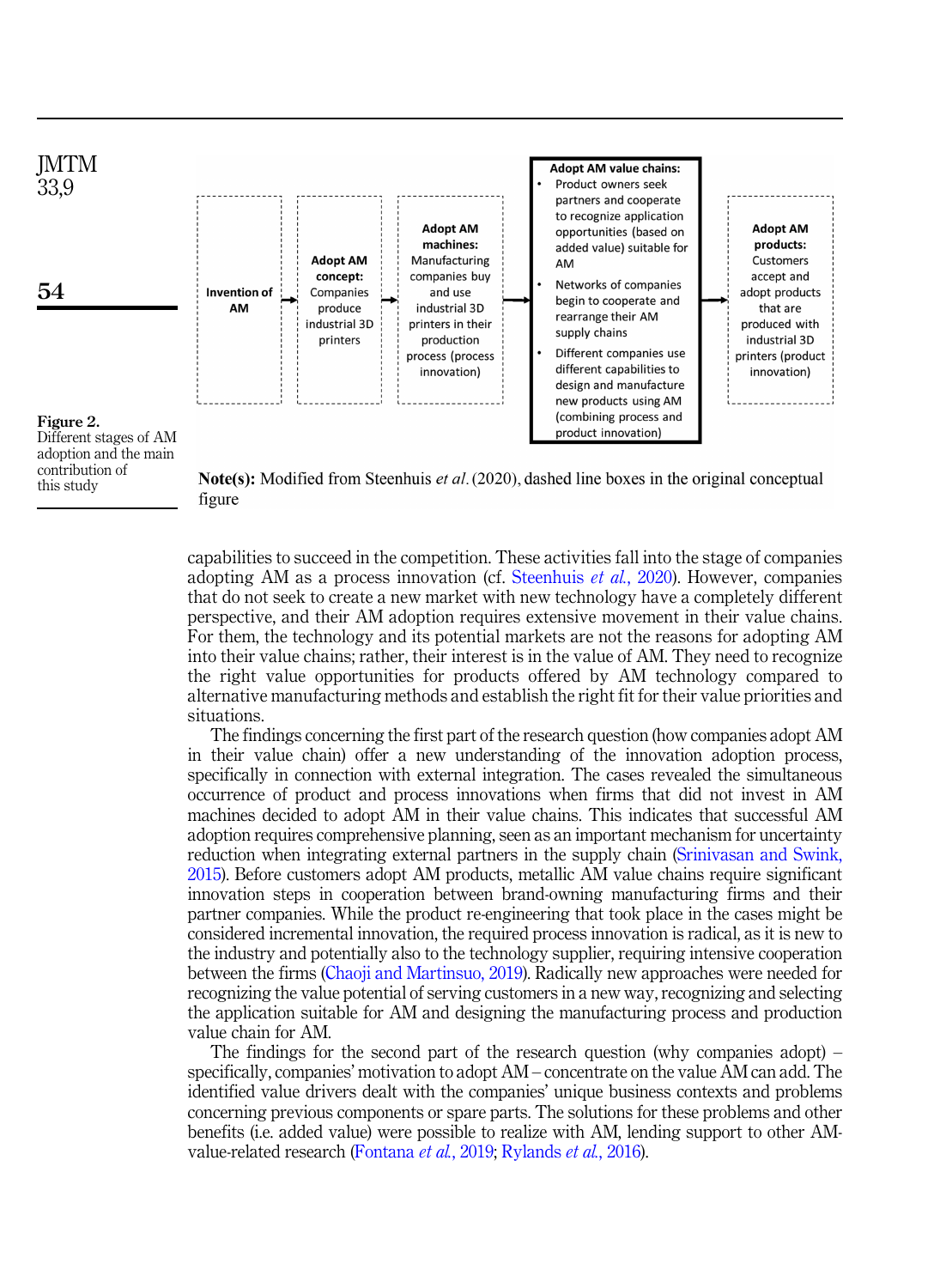Invention of AM

**Adopt AM concept:** Companies produce industrial 3D printers

**Adopt AM machines:** Manufacturing companies buy and use industrial 3D printers in their production process (process innovation)

**Adopt AM value chains:**

- Product owners seek partners and cooperate to recognize application opportunities (based on added value) suitable for AM
- Networks of companies begin to cooperate and rearrange their AM supply chains
- Different companies use different capabilities to design and manufacture new products using AM (combining process and product innovation)

**Adopt AM products:** Customers accept and adopt products that are produced with industrial 3D printers (product innovation)

**Note(s):** Modified from Steenhuis *et al*. (2020), dashed line boxes in the original conceptual figure

**Figure 2.** Different stages of AM adoption and the main contribution of this study

capabilities to succeed in the competition. These activities fall into the stage of companies adopting AM as a process innovation (cf. Steenhuis *et al.*, 2020). However, companies that do not seek to create a new market with new technology have a completely different perspective, and their AM adoption requires extensive movement in their value chains. For them, the technology and its potential markets are not the reasons for adopting AM into their value chains; rather, their interest is in the value of AM. They need to recognize the right value opportunities for products offered by AM technology compared to alternative manufacturing methods and establish the right fit for their value priorities and situations.

The findings concerning the first part of the research question (how companies adopt AM in their value chain) offer a new understanding of the innovation adoption process, specifically in connection with external integration. The cases revealed the simultaneous occurrence of product and process innovations when firms that did not invest in AM machines decided to adopt AM in their value chains. This indicates that successful AM adoption requires comprehensive planning, seen as an important mechanism for uncertainty reduction when integrating external partners in the supply chain (Srinivasan and Swink, 2015). Before customers adopt AM products, metallic AM value chains require significant innovation steps in cooperation between brand-owning manufacturing firms and their partner companies. While the product re-engineering that took place in the cases might be considered incremental innovation, the required process innovation is radical, as it is new to the industry and potentially also to the technology supplier, requiring intensive cooperation between the firms (Chaoji and Martinsuo, 2019). Radically new approaches were needed for recognizing the value potential of serving customers in a new way, recognizing and selecting the application suitable for AM and designing the manufacturing process and production value chain for AM.

The findings for the second part of the research question (why companies adopt) – specifically, companies' motivation to adopt AM – concentrate on the value AM can add. The identified value drivers dealt with the companies' unique business contexts and problems concerning previous components or spare parts. The solutions for these problems and other benefits (i.e. added value) were possible to realize with AM, lending support to other AM-value-related research (Fontana *et al.*, 2019; Rylands *et al.*, 2016).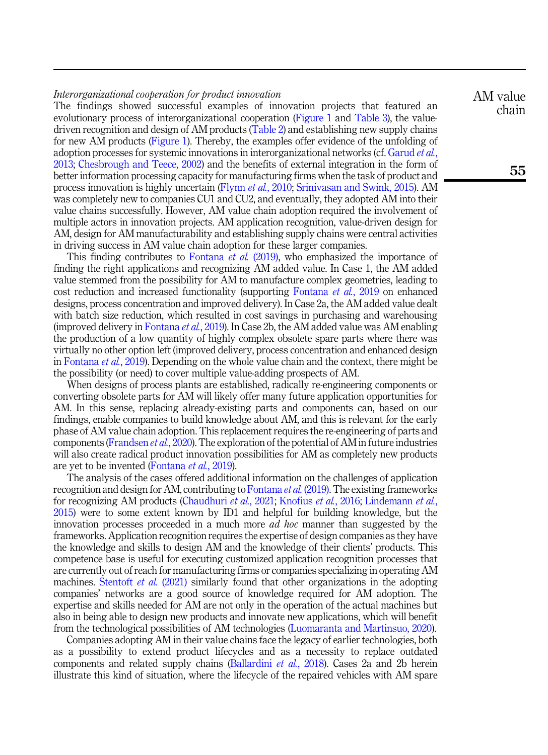*Interorganizational cooperation for product innovation*

The findings showed successful examples of innovation projects that featured an evolutionary process of interorganizational cooperation (Figure 1 and Table 3), the value-driven recognition and design of AM products (Table 2) and establishing new supply chains for new AM products (Figure 1). Thereby, the examples offer evidence of the unfolding of adoption processes for systemic innovations in interorganizational networks (cf. Garud *et al.*, 2013; Chesbrough and Teece, 2002) and the benefits of external integration in the form of better information processing capacity for manufacturing firms when the task of product and process innovation is highly uncertain (Flynn *et al.*, 2010; Srinivasan and Swink, 2015). AM was completely new to companies CU1 and CU2, and eventually, they adopted AM into their value chains successfully. However, AM value chain adoption required the involvement of multiple actors in innovation projects. AM application recognition, value-driven design for AM, design for AM manufacturability and establishing supply chains were central activities in driving success in AM value chain adoption for these larger companies.

This finding contributes to Fontana *et al.* (2019), who emphasized the importance of finding the right applications and recognizing AM added value. In Case 1, the AM added value stemmed from the possibility for AM to manufacture complex geometries, leading to cost reduction and increased functionality (supporting Fontana *et al.*, 2019 on enhanced designs, process concentration and improved delivery). In Case 2a, the AM added value dealt with batch size reduction, which resulted in cost savings in purchasing and warehousing (improved delivery in Fontana *et al.*, 2019). In Case 2b, the AM added value was AM enabling the production of a low quantity of highly complex obsolete spare parts where there was virtually no other option left (improved delivery, process concentration and enhanced design in Fontana *et al.*, 2019). Depending on the whole value chain and the context, there might be the possibility (or need) to cover multiple value-adding prospects of AM.

When designs of process plants are established, radically re-engineering components or converting obsolete parts for AM will likely offer many future application opportunities for AM. In this sense, replacing already-existing parts and components can, based on our findings, enable companies to build knowledge about AM, and this is relevant for the early phase of AM value chain adoption. This replacement requires the re-engineering of parts and components (Frandsen *et al.*, 2020). The exploration of the potential of AM in future industries will also create radical product innovation possibilities for AM as completely new products are yet to be invented (Fontana *et al.*, 2019).

The analysis of the cases offered additional information on the challenges of application recognition and design for AM, contributing to Fontana *et al.* (2019). The existing frameworks for recognizing AM products (Chaudhuri *et al.*, 2021; Knofius *et al.*, 2016; Lindemann *et al.*, 2015) were to some extent known by ID1 and helpful for building knowledge, but the innovation processes proceeded in a much more *ad hoc* manner than suggested by the frameworks. Application recognition requires the expertise of design companies as they have the knowledge and skills to design AM and the knowledge of their clients' products. This competence base is useful for executing customized application recognition processes that are currently out of reach for manufacturing firms or companies specializing in operating AM machines. Stentoft *et al.* (2021) similarly found that other organizations in the adopting companies' networks are a good source of knowledge required for AM adoption. The expertise and skills needed for AM are not only in the operation of the actual machines but also in being able to design new products and innovate new applications, which will benefit from the technological possibilities of AM technologies (Luomaranta and Martinsuo, 2020).

Companies adopting AM in their value chains face the legacy of earlier technologies, both as a possibility to extend product lifecycles and as a necessity to replace outdated components and related supply chains (Ballardini *et al.*, 2018). Cases 2a and 2b herein illustrate this kind of situation, where the lifecycle of the repaired vehicles with AM spare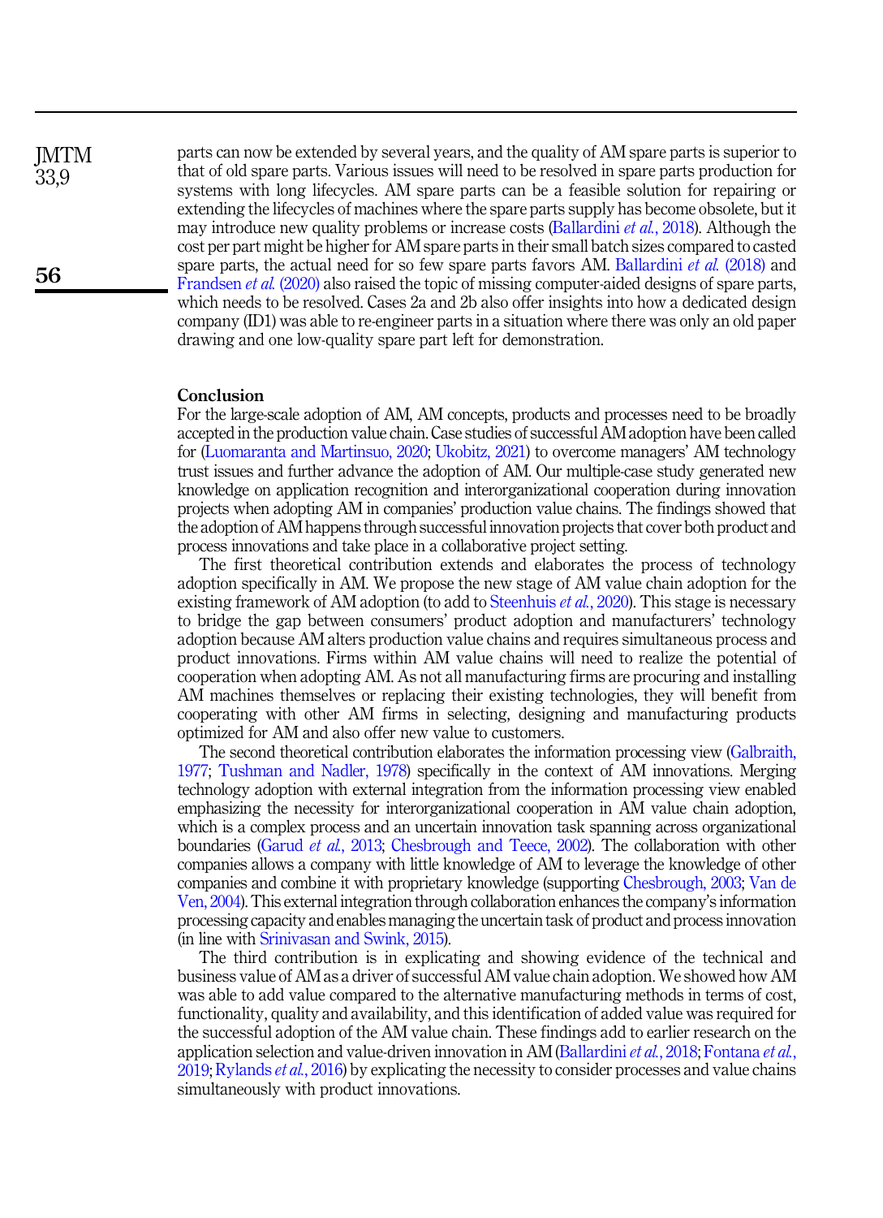parts can now be extended by several years, and the quality of AM spare parts is superior to that of old spare parts. Various issues will need to be resolved in spare parts production for systems with long lifecycles. AM spare parts can be a feasible solution for repairing or extending the lifecycles of machines where the spare parts supply has become obsolete, but it may introduce new quality problems or increase costs (Ballardini *et al.*, 2018). Although the cost per part might be higher for AM spare parts in their small batch sizes compared to casted spare parts, the actual need for so few spare parts favors AM. Ballardini *et al.* (2018) and Frandsen *et al.* (2020) also raised the topic of missing computer-aided designs of spare parts, which needs to be resolved. Cases 2a and 2b also offer insights into how a dedicated design company (ID1) was able to re-engineer parts in a situation where there was only an old paper drawing and one low-quality spare part left for demonstration.

## Conclusion

For the large-scale adoption of AM, AM concepts, products and processes need to be broadly accepted in the production value chain. Case studies of successful AM adoption have been called for (Luomaranta and Martinsuo, 2020; Ukobitz, 2021) to overcome managers' AM technology trust issues and further advance the adoption of AM. Our multiple-case study generated new knowledge on application recognition and interorganizational cooperation during innovation projects when adopting AM in companies' production value chains. The findings showed that the adoption of AM happens through successful innovation projects that cover both product and process innovations and take place in a collaborative project setting.

The first theoretical contribution extends and elaborates the process of technology adoption specifically in AM. We propose the new stage of AM value chain adoption for the existing framework of AM adoption (to add to Steenhuis *et al.*, 2020). This stage is necessary to bridge the gap between consumers' product adoption and manufacturers' technology adoption because AM alters production value chains and requires simultaneous process and product innovations. Firms within AM value chains will need to realize the potential of cooperation when adopting AM. As not all manufacturing firms are procuring and installing AM machines themselves or replacing their existing technologies, they will benefit from cooperating with other AM firms in selecting, designing and manufacturing products optimized for AM and also offer new value to customers.

The second theoretical contribution elaborates the information processing view (Galbraith, 1977; Tushman and Nadler, 1978) specifically in the context of AM innovations. Merging technology adoption with external integration from the information processing view enabled emphasizing the necessity for interorganizational cooperation in AM value chain adoption, which is a complex process and an uncertain innovation task spanning across organizational boundaries (Garud *et al.*, 2013; Chesbrough and Teece, 2002). The collaboration with other companies allows a company with little knowledge of AM to leverage the knowledge of other companies and combine it with proprietary knowledge (supporting Chesbrough, 2003; Van de Ven, 2004). This external integration through collaboration enhances the company's information processing capacity and enables managing the uncertain task of product and process innovation (in line with Srinivasan and Swink, 2015).

The third contribution is in explicating and showing evidence of the technical and business value of AM as a driver of successful AM value chain adoption. We showed how AM was able to add value compared to the alternative manufacturing methods in terms of cost, functionality, quality and availability, and this identification of added value was required for the successful adoption of the AM value chain. These findings add to earlier research on the application selection and value-driven innovation in AM (Ballardini *et al.*, 2018; Fontana *et al.*, 2019; Rylands *et al.*, 2016) by explicating the necessity to consider processes and value chains simultaneously with product innovations.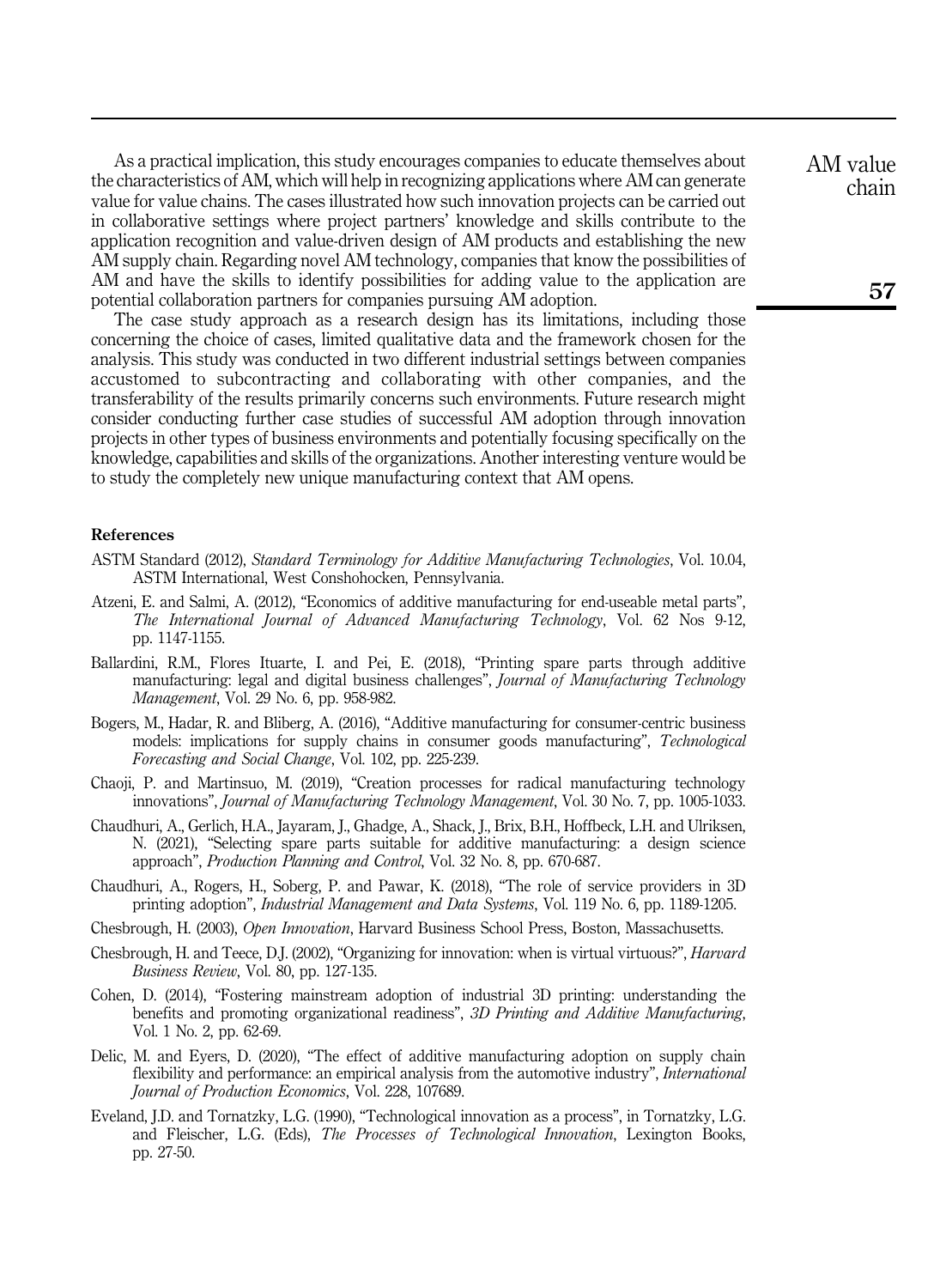As a practical implication, this study encourages companies to educate themselves about the characteristics of AM, which will help in recognizing applications where AM can generate value for value chains. The cases illustrated how such innovation projects can be carried out in collaborative settings where project partners' knowledge and skills contribute to the application recognition and value-driven design of AM products and establishing the new AM supply chain. Regarding novel AM technology, companies that know the possibilities of AM and have the skills to identify possibilities for adding value to the application are potential collaboration partners for companies pursuing AM adoption.

The case study approach as a research design has its limitations, including those concerning the choice of cases, limited qualitative data and the framework chosen for the analysis. This study was conducted in two different industrial settings between companies accustomed to subcontracting and collaborating with other companies, and the transferability of the results primarily concerns such environments. Future research might consider conducting further case studies of successful AM adoption through innovation projects in other types of business environments and potentially focusing specifically on the knowledge, capabilities and skills of the organizations. Another interesting venture would be to study the completely new unique manufacturing context that AM opens.

## References

ASTM Standard (2012), *Standard Terminology for Additive Manufacturing Technologies*, Vol. 10.04, ASTM International, West Conshohocken, Pennsylvania.

Atzeni, E. and Salmi, A. (2012), "Economics of additive manufacturing for end-useable metal parts", *The International Journal of Advanced Manufacturing Technology*, Vol. 62 Nos 9-12, pp. 1147-1155.

Ballardini, R.M., Flores Ituarte, I. and Pei, E. (2018), "Printing spare parts through additive manufacturing: legal and digital business challenges", *Journal of Manufacturing Technology Management*, Vol. 29 No. 6, pp. 958-982.

Bogers, M., Hadar, R. and Bliberg, A. (2016), "Additive manufacturing for consumer-centric business models: implications for supply chains in consumer goods manufacturing", *Technological Forecasting and Social Change*, Vol. 102, pp. 225-239.

Chaoji, P. and Martinsuo, M. (2019), "Creation processes for radical manufacturing technology innovations", *Journal of Manufacturing Technology Management*, Vol. 30 No. 7, pp. 1005-1033.

Chaudhuri, A., Gerlich, H.A., Jayaram, J., Ghadge, A., Shack, J., Brix, B.H., Hoffbeck, L.H. and Ulriksen, N. (2021), "Selecting spare parts suitable for additive manufacturing: a design science approach", *Production Planning and Control*, Vol. 32 No. 8, pp. 670-687.

Chaudhuri, A., Rogers, H., Soberg, P. and Pawar, K. (2018), "The role of service providers in 3D printing adoption", *Industrial Management and Data Systems*, Vol. 119 No. 6, pp. 1189-1205.

Chesbrough, H. (2003), *Open Innovation*, Harvard Business School Press, Boston, Massachusetts.

Chesbrough, H. and Teece, D.J. (2002), "Organizing for innovation: when is virtual virtuous?", *Harvard Business Review*, Vol. 80, pp. 127-135.

Cohen, D. (2014), "Fostering mainstream adoption of industrial 3D printing: understanding the benefits and promoting organizational readiness", *3D Printing and Additive Manufacturing*, Vol. 1 No. 2, pp. 62-69.

Delic, M. and Eyers, D. (2020), "The effect of additive manufacturing adoption on supply chain flexibility and performance: an empirical analysis from the automotive industry", *International Journal of Production Economics*, Vol. 228, 107689.

Eveland, J.D. and Tornatzky, L.G. (1990), "Technological innovation as a process", in Tornatzky, L.G. and Fleischer, L.G. (Eds), *The Processes of Technological Innovation*, Lexington Books, pp. 27-50.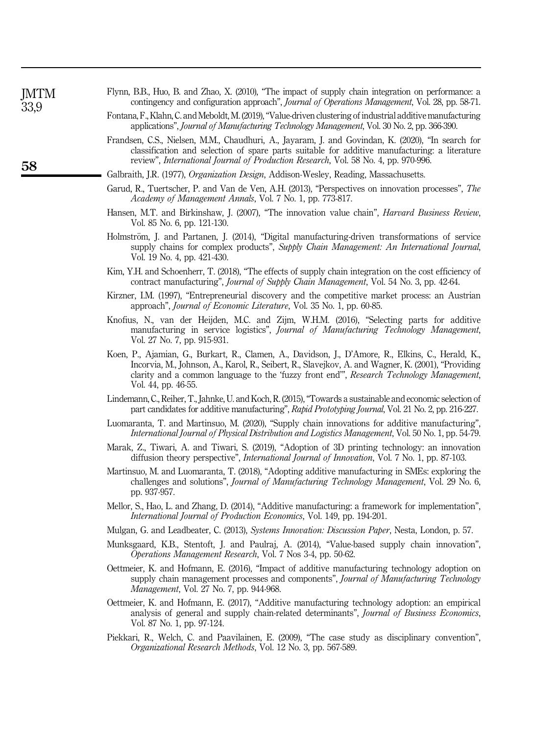Flynn, B.B., Huo, B. and Zhao, X. (2010), "The impact of supply chain integration on performance: a contingency and configuration approach", *Journal of Operations Management*, Vol. 28, pp. 58-71.

Fontana, F., Klahn, C. and Meboldt, M. (2019), "Value-driven clustering of industrial additive manufacturing applications", *Journal of Manufacturing Technology Management*, Vol. 30 No. 2, pp. 366-390.

Frandsen, C.S., Nielsen, M.M., Chaudhuri, A., Jayaram, J. and Govindan, K. (2020), "In search for classification and selection of spare parts suitable for additive manufacturing: a literature review", *International Journal of Production Research*, Vol. 58 No. 4, pp. 970-996.

Galbraith, J.R. (1977), *Organization Design*, Addison-Wesley, Reading, Massachusetts.

Garud, R., Tuertscher, P. and Van de Ven, A.H. (2013), "Perspectives on innovation processes", *The Academy of Management Annals*, Vol. 7 No. 1, pp. 773-817.

Hansen, M.T. and Birkinshaw, J. (2007), "The innovation value chain", *Harvard Business Review*, Vol. 85 No. 6, pp. 121-130.

Holmström, J. and Partanen, J. (2014), "Digital manufacturing-driven transformations of service supply chains for complex products", *Supply Chain Management: An International Journal*, Vol. 19 No. 4, pp. 421-430.

Kim, Y.H. and Schoenherr, T. (2018), "The effects of supply chain integration on the cost efficiency of contract manufacturing", *Journal of Supply Chain Management*, Vol. 54 No. 3, pp. 42-64.

Kirzner, I.M. (1997), "Entrepreneurial discovery and the competitive market process: an Austrian approach", *Journal of Economic Literature*, Vol. 35 No. 1, pp. 60-85.

Knofius, N., van der Heijden, M.C. and Zijm, W.H.M. (2016), "Selecting parts for additive manufacturing in service logistics", *Journal of Manufacturing Technology Management*, Vol. 27 No. 7, pp. 915-931.

Koen, P., Ajamian, G., Burkart, R., Clamen, A., Davidson, J., D'Amore, R., Elkins, C., Herald, K., Incorvia, M., Johnson, A., Karol, R., Seibert, R., Slavejkov, A. and Wagner, K. (2001), "Providing clarity and a common language to the 'fuzzy front end'", *Research Technology Management*, Vol. 44, pp. 46-55.

Lindemann, C., Reiher, T., Jahnke, U. and Koch, R. (2015), "Towards a sustainable and economic selection of part candidates for additive manufacturing", *Rapid Prototyping Journal*, Vol. 21 No. 2, pp. 216-227.

Luomaranta, T. and Martinsuo, M. (2020), "Supply chain innovations for additive manufacturing", *International Journal of Physical Distribution and Logistics Management*, Vol. 50 No. 1, pp. 54-79.

Marak, Z., Tiwari, A. and Tiwari, S. (2019), "Adoption of 3D printing technology: an innovation diffusion theory perspective", *International Journal of Innovation*, Vol. 7 No. 1, pp. 87-103.

Martinsuo, M. and Luomaranta, T. (2018), "Adopting additive manufacturing in SMEs: exploring the challenges and solutions", *Journal of Manufacturing Technology Management*, Vol. 29 No. 6, pp. 937-957.

Mellor, S., Hao, L. and Zhang, D. (2014), "Additive manufacturing: a framework for implementation", *International Journal of Production Economics*, Vol. 149, pp. 194-201.

Mulgan, G. and Leadbeater, C. (2013), *Systems Innovation: Discussion Paper*, Nesta, London, p. 57.

Munksgaard, K.B., Stentoft, J. and Paulraj, A. (2014), "Value-based supply chain innovation", *Operations Management Research*, Vol. 7 Nos 3-4, pp. 50-62.

Oettmeier, K. and Hofmann, E. (2016), "Impact of additive manufacturing technology adoption on supply chain management processes and components", *Journal of Manufacturing Technology Management*, Vol. 27 No. 7, pp. 944-968.

Oettmeier, K. and Hofmann, E. (2017), "Additive manufacturing technology adoption: an empirical analysis of general and supply chain-related determinants", *Journal of Business Economics*, Vol. 87 No. 1, pp. 97-124.

Piekkari, R., Welch, C. and Paavilainen, E. (2009), "The case study as disciplinary convention", *Organizational Research Methods*, Vol. 12 No. 3, pp. 567-589.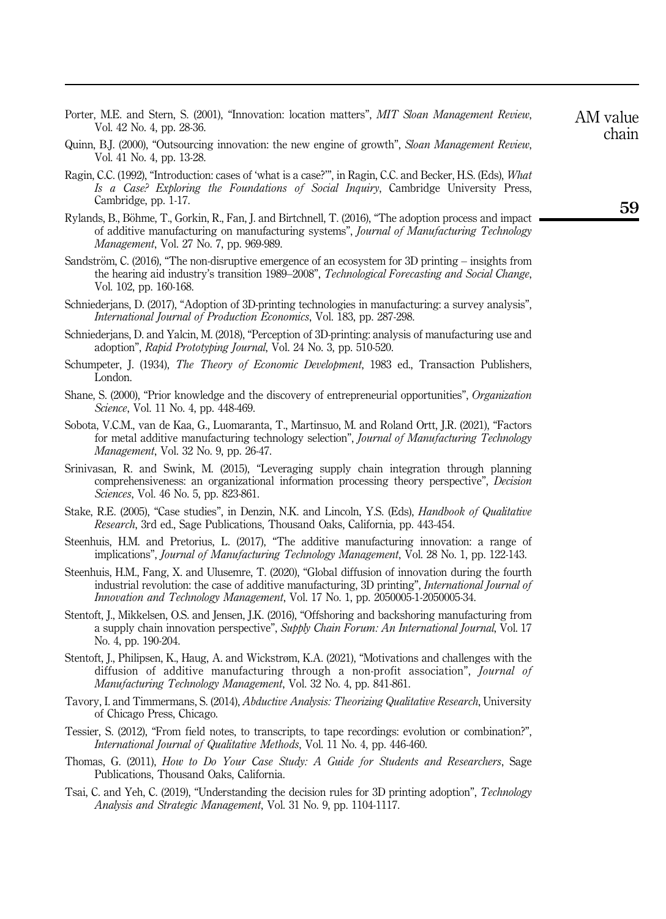Porter, M.E. and Stern, S. (2001), "Innovation: location matters", *MIT Sloan Management Review*, Vol. 42 No. 4, pp. 28-36.

Quinn, B.J. (2000), "Outsourcing innovation: the new engine of growth", *Sloan Management Review*, Vol. 41 No. 4, pp. 13-28.

Ragin, C.C. (1992), "Introduction: cases of 'what is a case?'", in Ragin, C.C. and Becker, H.S. (Eds), *What Is a Case? Exploring the Foundations of Social Inquiry*, Cambridge University Press, Cambridge, pp. 1-17.

Rylands, B., Böhme, T., Gorkin, R., Fan, J. and Birtchnell, T. (2016), "The adoption process and impact of additive manufacturing on manufacturing systems", *Journal of Manufacturing Technology Management*, Vol. 27 No. 7, pp. 969-989.

Sandström, C. (2016), "The non-disruptive emergence of an ecosystem for 3D printing – insights from the hearing aid industry's transition 1989–2008", *Technological Forecasting and Social Change*, Vol. 102, pp. 160-168.

Schniederjans, D. (2017), "Adoption of 3D-printing technologies in manufacturing: a survey analysis", *International Journal of Production Economics*, Vol. 183, pp. 287-298.

Schniederjans, D. and Yalcin, M. (2018), "Perception of 3D-printing: analysis of manufacturing use and adoption", *Rapid Prototyping Journal*, Vol. 24 No. 3, pp. 510-520.

Schumpeter, J. (1934), *The Theory of Economic Development*, 1983 ed., Transaction Publishers, London.

Shane, S. (2000), "Prior knowledge and the discovery of entrepreneurial opportunities", *Organization Science*, Vol. 11 No. 4, pp. 448-469.

Sobota, V.C.M., van de Kaa, G., Luomaranta, T., Martinsuo, M. and Roland Ortt, J.R. (2021), "Factors for metal additive manufacturing technology selection", *Journal of Manufacturing Technology Management*, Vol. 32 No. 9, pp. 26-47.

Srinivasan, R. and Swink, M. (2015), "Leveraging supply chain integration through planning comprehensiveness: an organizational information processing theory perspective", *Decision Sciences*, Vol. 46 No. 5, pp. 823-861.

Stake, R.E. (2005), "Case studies", in Denzin, N.K. and Lincoln, Y.S. (Eds), *Handbook of Qualitative Research*, 3rd ed., Sage Publications, Thousand Oaks, California, pp. 443-454.

Steenhuis, H.M. and Pretorius, L. (2017), "The additive manufacturing innovation: a range of implications", *Journal of Manufacturing Technology Management*, Vol. 28 No. 1, pp. 122-143.

Steenhuis, H.M., Fang, X. and Ulusemre, T. (2020), "Global diffusion of innovation during the fourth industrial revolution: the case of additive manufacturing, 3D printing", *International Journal of Innovation and Technology Management*, Vol. 17 No. 1, pp. 2050005-1-2050005-34.

Stentoft, J., Mikkelsen, O.S. and Jensen, J.K. (2016), "Offshoring and backshoring manufacturing from a supply chain innovation perspective", *Supply Chain Forum: An International Journal*, Vol. 17 No. 4, pp. 190-204.

Stentoft, J., Philipsen, K., Haug, A. and Wickstrøm, K.A. (2021), "Motivations and challenges with the diffusion of additive manufacturing through a non-profit association", *Journal of Manufacturing Technology Management*, Vol. 32 No. 4, pp. 841-861.

Tavory, I. and Timmermans, S. (2014), *Abductive Analysis: Theorizing Qualitative Research*, University of Chicago Press, Chicago.

Tessier, S. (2012), "From field notes, to transcripts, to tape recordings: evolution or combination?", *International Journal of Qualitative Methods*, Vol. 11 No. 4, pp. 446-460.

Thomas, G. (2011), *How to Do Your Case Study: A Guide for Students and Researchers*, Sage Publications, Thousand Oaks, California.

Tsai, C. and Yeh, C. (2019), "Understanding the decision rules for 3D printing adoption", *Technology Analysis and Strategic Management*, Vol. 31 No. 9, pp. 1104-1117.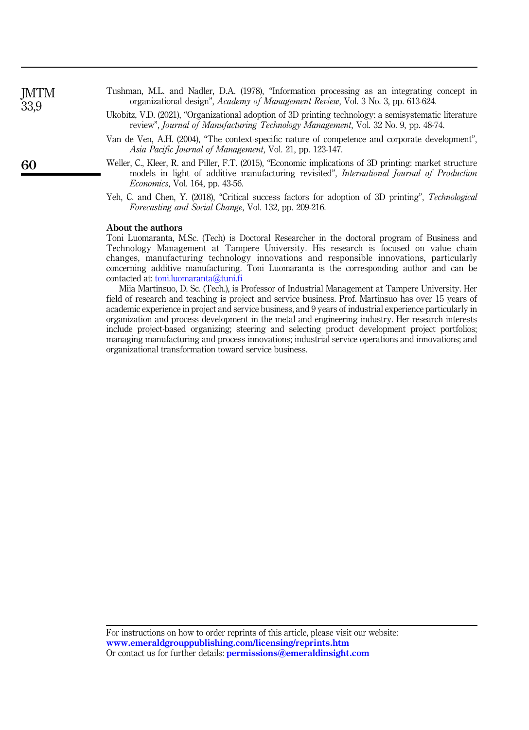Tushman, M.L. and Nadler, D.A. (1978), "Information processing as an integrating concept in organizational design", *Academy of Management Review*, Vol. 3 No. 3, pp. 613-624.

Ukobitz, V.D. (2021), "Organizational adoption of 3D printing technology: a semisystematic literature review", *Journal of Manufacturing Technology Management*, Vol. 32 No. 9, pp. 48-74.

Van de Ven, A.H. (2004), "The context-specific nature of competence and corporate development", *Asia Pacific Journal of Management*, Vol. 21, pp. 123-147.

Weller, C., Kleer, R. and Piller, F.T. (2015), "Economic implications of 3D printing: market structure models in light of additive manufacturing revisited", *International Journal of Production Economics*, Vol. 164, pp. 43-56.

Yeh, C. and Chen, Y. (2018), "Critical success factors for adoption of 3D printing", *Technological Forecasting and Social Change*, Vol. 132, pp. 209-216.

### About the authors

Toni Luomaranta, M.Sc. (Tech) is Doctoral Researcher in the doctoral program of Business and Technology Management at Tampere University. His research is focused on value chain changes, manufacturing technology innovations and responsible innovations, particularly concerning additive manufacturing. Toni Luomaranta is the corresponding author and can be contacted at: toni.luomaranta@tuni.fi

Miia Martinsuo, D. Sc. (Tech.), is Professor of Industrial Management at Tampere University. Her field of research and teaching is project and service business. Prof. Martinsuo has over 15 years of academic experience in project and service business, and 9 years of industrial experience particularly in organization and process development in the metal and engineering industry. Her research interests include project-based organizing; steering and selecting product development project portfolios; managing manufacturing and process innovations; industrial service operations and innovations; and organizational transformation toward service business.

For instructions on how to order reprints of this article, please visit our website:
**www.emeraldgrouppublishing.com/licensing/reprints.htm**
Or contact us for further details: **permissions@emeraldinsight.com**